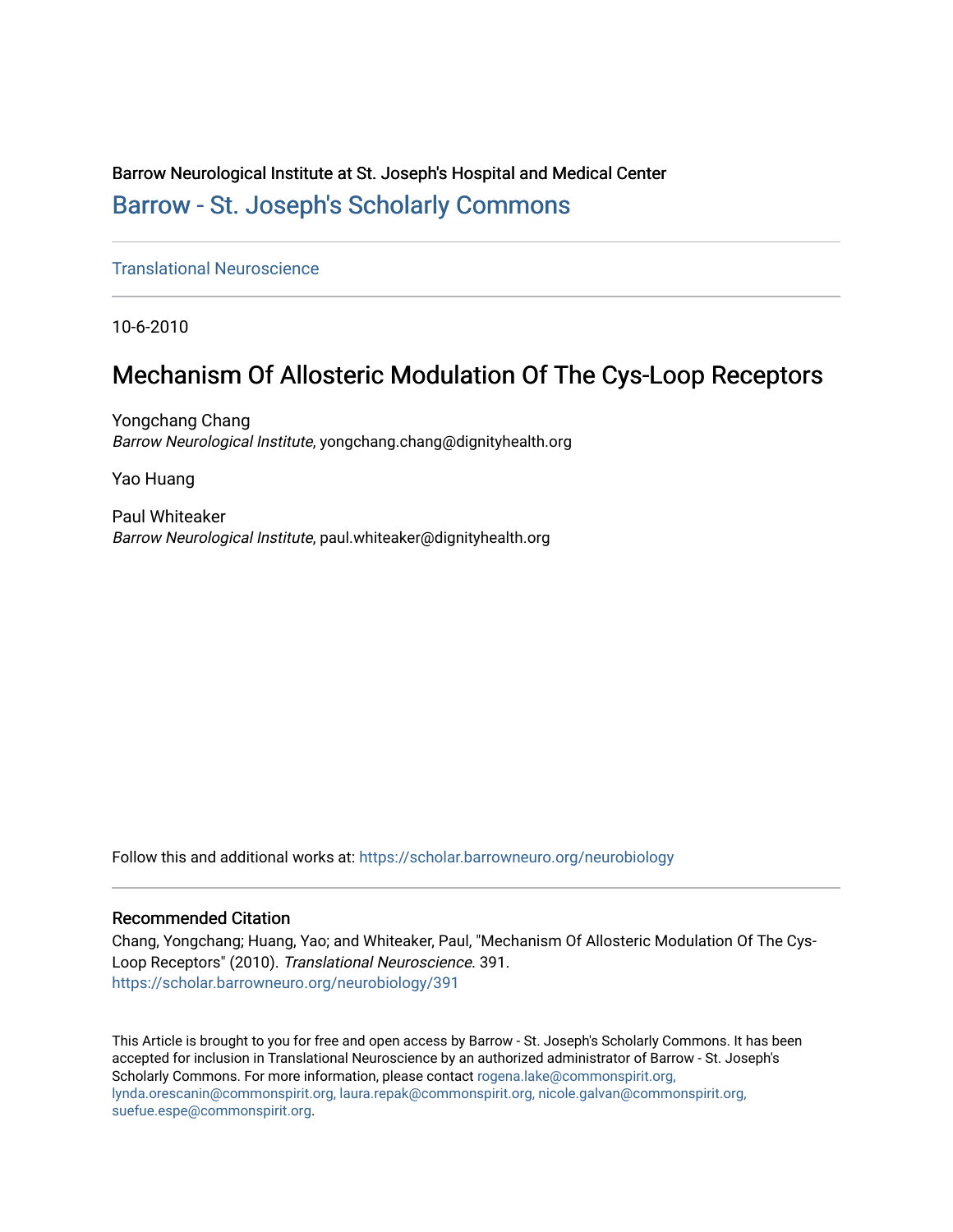Barrow Neurological Institute at St. Joseph's Hospital and Medical Center

Barrow - St. Joseph's Scholarly Commons

Translational Neuroscience

10-6-2010

# Mechanism Of Allosteric Modulation Of The Cys-Loop Receptors

Yongchang Chang
*Barrow Neurological Institute*, yongchang.chang@dignityhealth.org

Yao Huang

Paul Whiteaker
*Barrow Neurological Institute*, paul.whiteaker@dignityhealth.org

Follow this and additional works at: https://scholar.barrowneuro.org/neurobiology

## Recommended Citation

Chang, Yongchang; Huang, Yao; and Whiteaker, Paul, "Mechanism Of Allosteric Modulation Of The Cys-Loop Receptors" (2010). *Translational Neuroscience*. 391.
https://scholar.barrowneuro.org/neurobiology/391

This Article is brought to you for free and open access by Barrow - St. Joseph's Scholarly Commons. It has been accepted for inclusion in Translational Neuroscience by an authorized administrator of Barrow - St. Joseph's Scholarly Commons. For more information, please contact rogena.lake@commonspirit.org, lynda.orescanin@commonspirit.org, laura.repak@commonspirit.org, nicole.galvan@commonspirit.org, suefue.espe@commonspirit.org.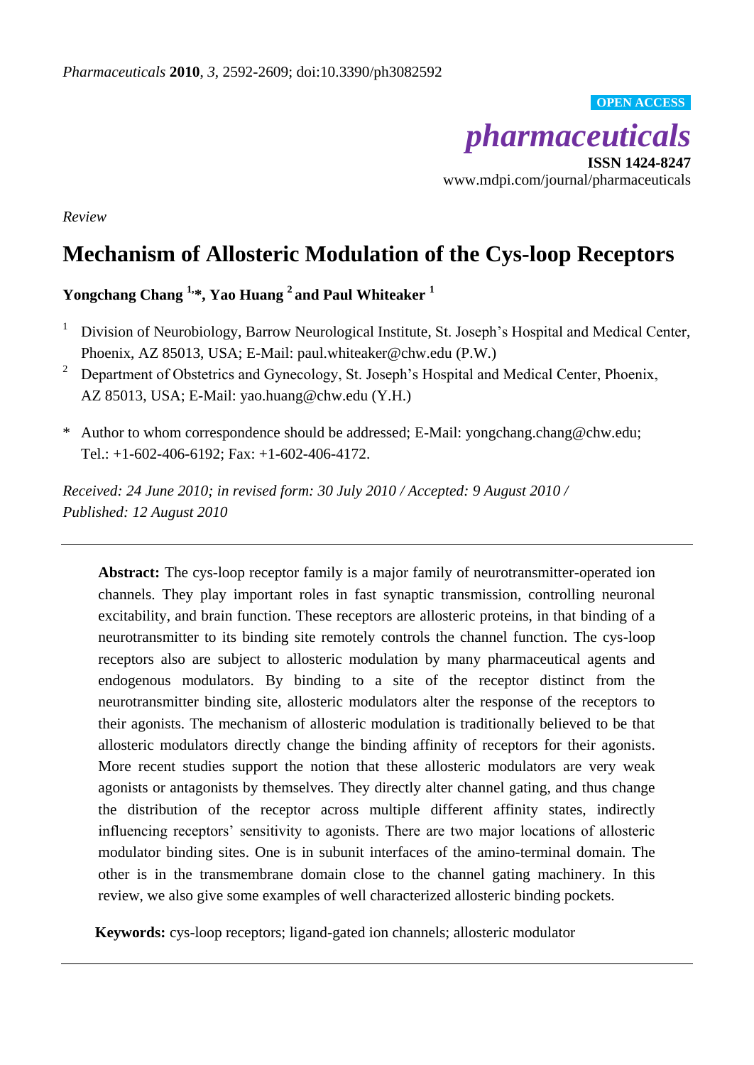*Review*

# Mechanism of Allosteric Modulation of the Cys-loop Receptors

**Yongchang Chang [1,*], Yao Huang [2] and Paul Whiteaker [1]**

[1] Division of Neurobiology, Barrow Neurological Institute, St. Joseph's Hospital and Medical Center, Phoenix, AZ 85013, USA; E-Mail: paul.whiteaker@chw.edu (P.W.)

[2] Department of Obstetrics and Gynecology, St. Joseph's Hospital and Medical Center, Phoenix, AZ 85013, USA; E-Mail: yao.huang@chw.edu (Y.H.)

\* Author to whom correspondence should be addressed; E-Mail: yongchang.chang@chw.edu; Tel.: +1-602-406-6192; Fax: +1-602-406-4172.

*Received: 24 June 2010; in revised form: 30 July 2010 / Accepted: 9 August 2010 / Published: 12 August 2010*

---

**Abstract:** The cys-loop receptor family is a major family of neurotransmitter-operated ion channels. They play important roles in fast synaptic transmission, controlling neuronal excitability, and brain function. These receptors are allosteric proteins, in that binding of a neurotransmitter to its binding site remotely controls the channel function. The cys-loop receptors also are subject to allosteric modulation by many pharmaceutical agents and endogenous modulators. By binding to a site of the receptor distinct from the neurotransmitter binding site, allosteric modulators alter the response of the receptors to their agonists. The mechanism of allosteric modulation is traditionally believed to be that allosteric modulators directly change the binding affinity of receptors for their agonists. More recent studies support the notion that these allosteric modulators are very weak agonists or antagonists by themselves. They directly alter channel gating, and thus change the distribution of the receptor across multiple different affinity states, indirectly influencing receptors' sensitivity to agonists. There are two major locations of allosteric modulator binding sites. One is in subunit interfaces of the amino-terminal domain. The other is in the transmembrane domain close to the channel gating machinery. In this review, we also give some examples of well characterized allosteric binding pockets.

**Keywords:** cys-loop receptors; ligand-gated ion channels; allosteric modulator

---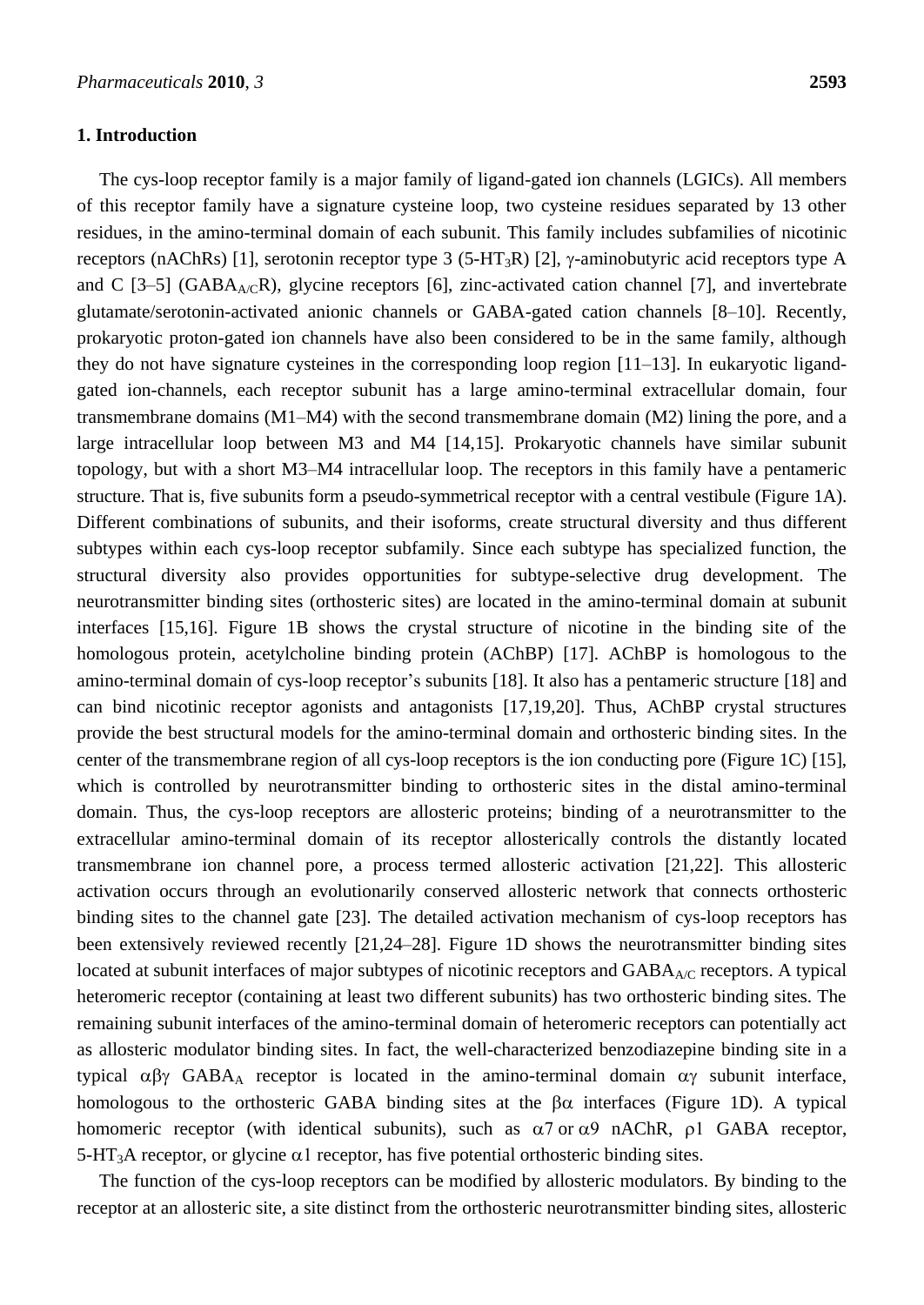## 1. Introduction

The cys-loop receptor family is a major family of ligand-gated ion channels (LGICs). All members of this receptor family have a signature cysteine loop, two cysteine residues separated by 13 other residues, in the amino-terminal domain of each subunit. This family includes subfamilies of nicotinic receptors (nAChRs) [1], serotonin receptor type 3 (5-HT$_3$R) [2], γ-aminobutyric acid receptors type A and C [3–5] (GABA$_{A/C}$R), glycine receptors [6], zinc-activated cation channel [7], and invertebrate glutamate/serotonin-activated anionic channels or GABA-gated cation channels [8–10]. Recently, prokaryotic proton-gated ion channels have also been considered to be in the same family, although they do not have signature cysteines in the corresponding loop region [11–13]. In eukaryotic ligand-gated ion-channels, each receptor subunit has a large amino-terminal extracellular domain, four transmembrane domains (M1–M4) with the second transmembrane domain (M2) lining the pore, and a large intracellular loop between M3 and M4 [14,15]. Prokaryotic channels have similar subunit topology, but with a short M3–M4 intracellular loop. The receptors in this family have a pentameric structure. That is, five subunits form a pseudo-symmetrical receptor with a central vestibule (Figure 1A). Different combinations of subunits, and their isoforms, create structural diversity and thus different subtypes within each cys-loop receptor subfamily. Since each subtype has specialized function, the structural diversity also provides opportunities for subtype-selective drug development. The neurotransmitter binding sites (orthosteric sites) are located in the amino-terminal domain at subunit interfaces [15,16]. Figure 1B shows the crystal structure of nicotine in the binding site of the homologous protein, acetylcholine binding protein (AChBP) [17]. AChBP is homologous to the amino-terminal domain of cys-loop receptor's subunits [18]. It also has a pentameric structure [18] and can bind nicotinic receptor agonists and antagonists [17,19,20]. Thus, AChBP crystal structures provide the best structural models for the amino-terminal domain and orthosteric binding sites. In the center of the transmembrane region of all cys-loop receptors is the ion conducting pore (Figure 1C) [15], which is controlled by neurotransmitter binding to orthosteric sites in the distal amino-terminal domain. Thus, the cys-loop receptors are allosteric proteins; binding of a neurotransmitter to the extracellular amino-terminal domain of its receptor allosterically controls the distantly located transmembrane ion channel pore, a process termed allosteric activation [21,22]. This allosteric activation occurs through an evolutionarily conserved allosteric network that connects orthosteric binding sites to the channel gate [23]. The detailed activation mechanism of cys-loop receptors has been extensively reviewed recently [21,24–28]. Figure 1D shows the neurotransmitter binding sites located at subunit interfaces of major subtypes of nicotinic receptors and GABA$_{A/C}$ receptors. A typical heteromeric receptor (containing at least two different subunits) has two orthosteric binding sites. The remaining subunit interfaces of the amino-terminal domain of heteromeric receptors can potentially act as allosteric modulator binding sites. In fact, the well-characterized benzodiazepine binding site in a typical αβγ GABA$_A$ receptor is located in the amino-terminal domain αγ subunit interface, homologous to the orthosteric GABA binding sites at the βα interfaces (Figure 1D). A typical homomeric receptor (with identical subunits), such as α7 or α9 nAChR, ρ1 GABA receptor, 5-HT$_3$A receptor, or glycine α1 receptor, has five potential orthosteric binding sites.

The function of the cys-loop receptors can be modified by allosteric modulators. By binding to the receptor at an allosteric site, a site distinct from the orthosteric neurotransmitter binding sites, allosteric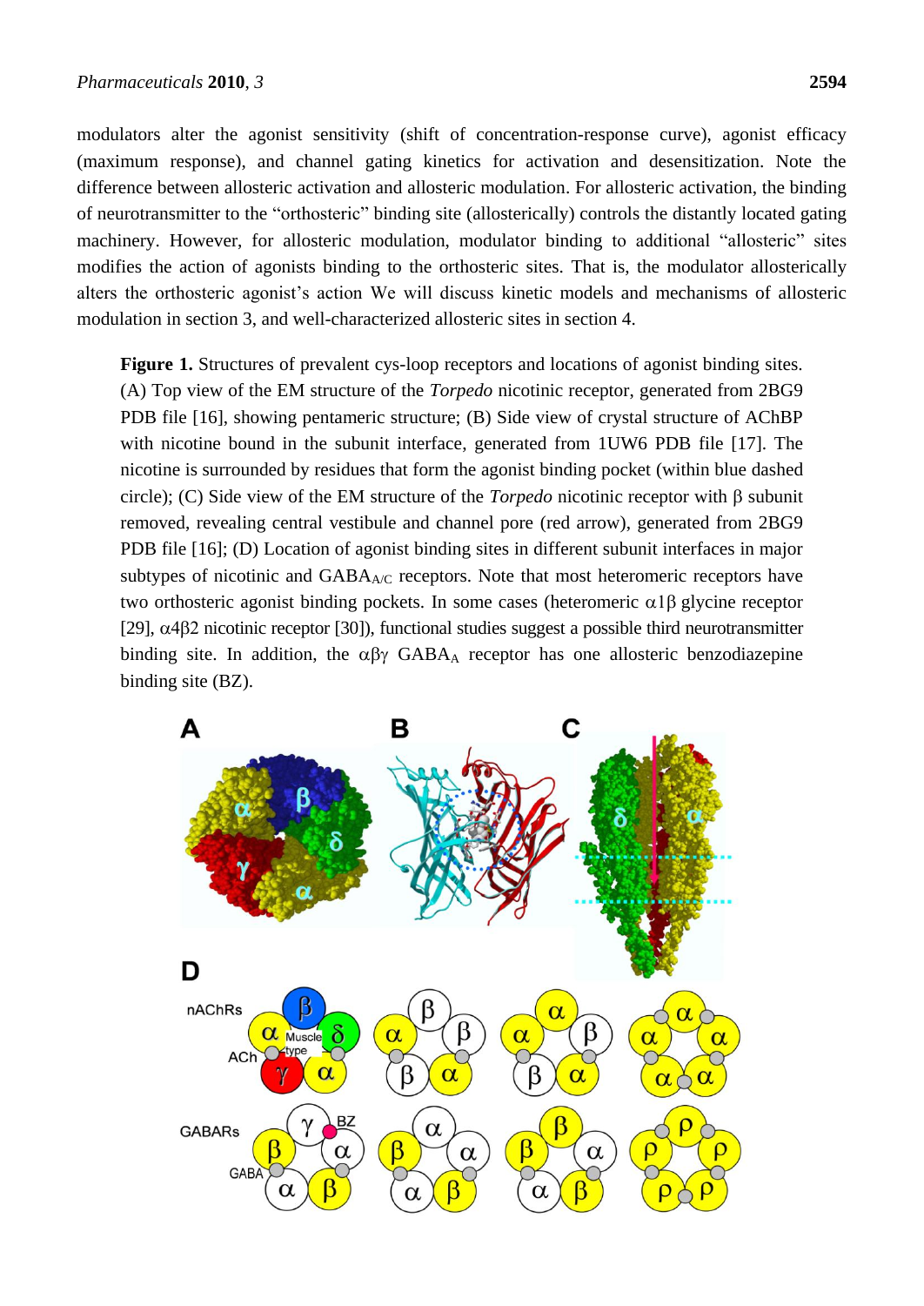modulators alter the agonist sensitivity (shift of concentration-response curve), agonist efficacy (maximum response), and channel gating kinetics for activation and desensitization. Note the difference between allosteric activation and allosteric modulation. For allosteric activation, the binding of neurotransmitter to the "orthosteric" binding site (allosterically) controls the distantly located gating machinery. However, for allosteric modulation, modulator binding to additional "allosteric" sites modifies the action of agonists binding to the orthosteric sites. That is, the modulator allosterically alters the orthosteric agonist's action We will discuss kinetic models and mechanisms of allosteric modulation in section 3, and well-characterized allosteric sites in section 4.

**Figure 1.** Structures of prevalent cys-loop receptors and locations of agonist binding sites. (A) Top view of the EM structure of the *Torpedo* nicotinic receptor, generated from 2BG9 PDB file [16], showing pentameric structure; (B) Side view of crystal structure of AChBP with nicotine bound in the subunit interface, generated from 1UW6 PDB file [17]. The nicotine is surrounded by residues that form the agonist binding pocket (within blue dashed circle); (C) Side view of the EM structure of the *Torpedo* nicotinic receptor with β subunit removed, revealing central vestibule and channel pore (red arrow), generated from 2BG9 PDB file [16]; (D) Location of agonist binding sites in different subunit interfaces in major subtypes of nicotinic and $GABA_{A/C}$ receptors. Note that most heteromeric receptors have two orthosteric agonist binding pockets. In some cases (heteromeric α1β glycine receptor [29], α4β2 nicotinic receptor [30]), functional studies suggest a possible third neurotransmitter binding site. In addition, the αβγ $GABA_A$ receptor has one allosteric benzodiazepine binding site (BZ).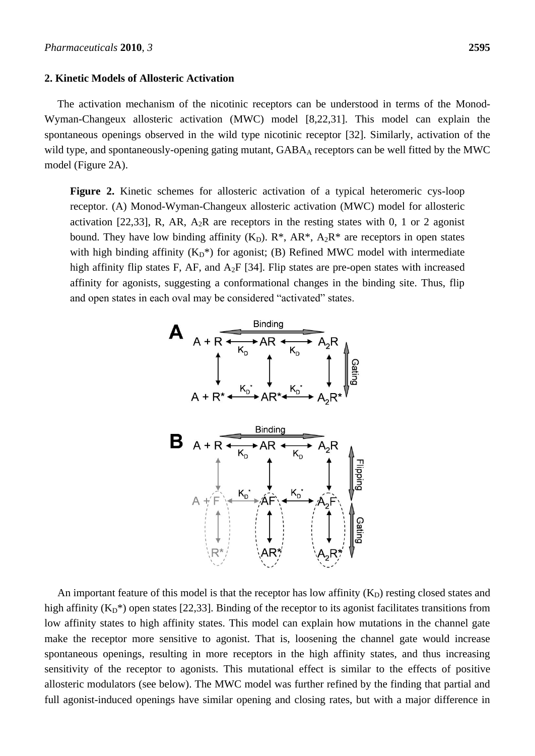## 2. Kinetic Models of Allosteric Activation

The activation mechanism of the nicotinic receptors can be understood in terms of the Monod-Wyman-Changeux allosteric activation (MWC) model [8,22,31]. This model can explain the spontaneous openings observed in the wild type nicotinic receptor [32]. Similarly, activation of the wild type, and spontaneously-opening gating mutant, $GABA_A$ receptors can be well fitted by the MWC model (Figure 2A).

**Figure 2.** Kinetic schemes for allosteric activation of a typical heteromeric cys-loop receptor. (A) Monod-Wyman-Changeux allosteric activation (MWC) model for allosteric activation [22,33], R, AR, $A_2R$ are receptors in the resting states with 0, 1 or 2 agonist bound. They have low binding affinity ($K_D$). R*, AR*, $A_2R$* are receptors in open states with high binding affinity ($K_D$*) for agonist; (B) Refined MWC model with intermediate high affinity flip states F, AF, and $A_2F$ [34]. Flip states are pre-open states with increased affinity for agonists, suggesting a conformational changes in the binding site. Thus, flip and open states in each oval may be considered "activated" states.

An important feature of this model is that the receptor has low affinity ($K_D$) resting closed states and high affinity ($K_D$*) open states [22,33]. Binding of the receptor to its agonist facilitates transitions from low affinity states to high affinity states. This model can explain how mutations in the channel gate make the receptor more sensitive to agonist. That is, loosening the channel gate would increase spontaneous openings, resulting in more receptors in the high affinity states, and thus increasing sensitivity of the receptor to agonists. This mutational effect is similar to the effects of positive allosteric modulators (see below). The MWC model was further refined by the finding that partial and full agonist-induced openings have similar opening and closing rates, but with a major difference in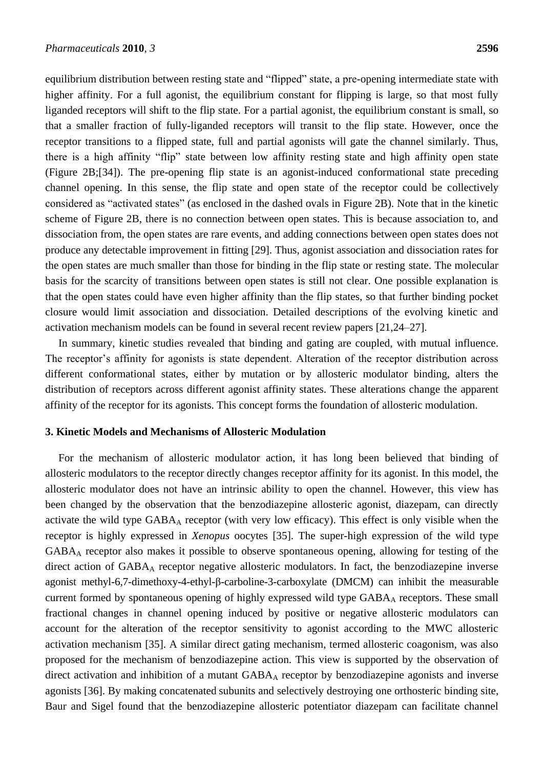equilibrium distribution between resting state and "flipped" state, a pre-opening intermediate state with higher affinity. For a full agonist, the equilibrium constant for flipping is large, so that most fully liganded receptors will shift to the flip state. For a partial agonist, the equilibrium constant is small, so that a smaller fraction of fully-liganded receptors will transit to the flip state. However, once the receptor transitions to a flipped state, full and partial agonists will gate the channel similarly. Thus, there is a high affinity "flip" state between low affinity resting state and high affinity open state (Figure 2B;[34]). The pre-opening flip state is an agonist-induced conformational state preceding channel opening. In this sense, the flip state and open state of the receptor could be collectively considered as "activated states" (as enclosed in the dashed ovals in Figure 2B). Note that in the kinetic scheme of Figure 2B, there is no connection between open states. This is because association to, and dissociation from, the open states are rare events, and adding connections between open states does not produce any detectable improvement in fitting [29]. Thus, agonist association and dissociation rates for the open states are much smaller than those for binding in the flip state or resting state. The molecular basis for the scarcity of transitions between open states is still not clear. One possible explanation is that the open states could have even higher affinity than the flip states, so that further binding pocket closure would limit association and dissociation. Detailed descriptions of the evolving kinetic and activation mechanism models can be found in several recent review papers [21,24–27].

In summary, kinetic studies revealed that binding and gating are coupled, with mutual influence. The receptor's affinity for agonists is state dependent. Alteration of the receptor distribution across different conformational states, either by mutation or by allosteric modulator binding, alters the distribution of receptors across different agonist affinity states. These alterations change the apparent affinity of the receptor for its agonists. This concept forms the foundation of allosteric modulation.

## 3. Kinetic Models and Mechanisms of Allosteric Modulation

For the mechanism of allosteric modulator action, it has long been believed that binding of allosteric modulators to the receptor directly changes receptor affinity for its agonist. In this model, the allosteric modulator does not have an intrinsic ability to open the channel. However, this view has been changed by the observation that the benzodiazepine allosteric agonist, diazepam, can directly activate the wild type $GABA_A$ receptor (with very low efficacy). This effect is only visible when the receptor is highly expressed in *Xenopus* oocytes [35]. The super-high expression of the wild type $GABA_A$ receptor also makes it possible to observe spontaneous opening, allowing for testing of the direct action of $GABA_A$ receptor negative allosteric modulators. In fact, the benzodiazepine inverse agonist methyl-6,7-dimethoxy-4-ethyl-β-carboline-3-carboxylate (DMCM) can inhibit the measurable current formed by spontaneous opening of highly expressed wild type $GABA_A$ receptors. These small fractional changes in channel opening induced by positive or negative allosteric modulators can account for the alteration of the receptor sensitivity to agonist according to the MWC allosteric activation mechanism [35]. A similar direct gating mechanism, termed allosteric coagonism, was also proposed for the mechanism of benzodiazepine action. This view is supported by the observation of direct activation and inhibition of a mutant $GABA_A$ receptor by benzodiazepine agonists and inverse agonists [36]. By making concatenated subunits and selectively destroying one orthosteric binding site, Baur and Sigel found that the benzodiazepine allosteric potentiator diazepam can facilitate channel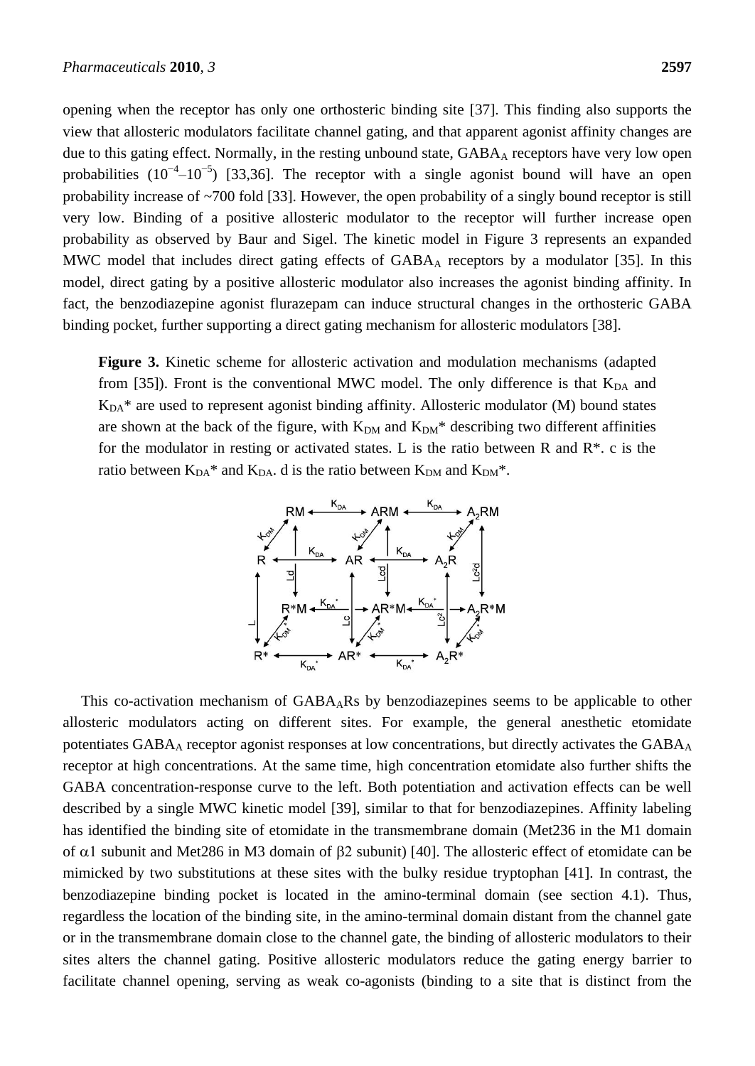opening when the receptor has only one orthosteric binding site [37]. This finding also supports the view that allosteric modulators facilitate channel gating, and that apparent agonist affinity changes are due to this gating effect. Normally, in the resting unbound state, $GABA_A$ receptors have very low open probabilities ($10^{-4}$–$10^{-5}$) [33,36]. The receptor with a single agonist bound will have an open probability increase of ~700 fold [33]. However, the open probability of a singly bound receptor is still very low. Binding of a positive allosteric modulator to the receptor will further increase open probability as observed by Baur and Sigel. The kinetic model in Figure 3 represents an expanded MWC model that includes direct gating effects of $GABA_A$ receptors by a modulator [35]. In this model, direct gating by a positive allosteric modulator also increases the agonist binding affinity. In fact, the benzodiazepine agonist flurazepam can induce structural changes in the orthosteric GABA binding pocket, further supporting a direct gating mechanism for allosteric modulators [38].

**Figure 3.** Kinetic scheme for allosteric activation and modulation mechanisms (adapted from [35]). Front is the conventional MWC model. The only difference is that $K_{DA}$ and $K_{DA}$* are used to represent agonist binding affinity. Allosteric modulator (M) bound states are shown at the back of the figure, with $K_{DM}$ and $K_{DM}$* describing two different affinities for the modulator in resting or activated states. L is the ratio between R and R*. c is the ratio between $K_{DA}$* and $K_{DA}$. d is the ratio between $K_{DM}$ and $K_{DM}$*.

This co-activation mechanism of $GABA_A$Rs by benzodiazepines seems to be applicable to other allosteric modulators acting on different sites. For example, the general anesthetic etomidate potentiates $GABA_A$ receptor agonist responses at low concentrations, but directly activates the $GABA_A$ receptor at high concentrations. At the same time, high concentration etomidate also further shifts the GABA concentration-response curve to the left. Both potentiation and activation effects can be well described by a single MWC kinetic model [39], similar to that for benzodiazepines. Affinity labeling has identified the binding site of etomidate in the transmembrane domain (Met236 in the M1 domain of α1 subunit and Met286 in M3 domain of β2 subunit) [40]. The allosteric effect of etomidate can be mimicked by two substitutions at these sites with the bulky residue tryptophan [41]. In contrast, the benzodiazepine binding pocket is located in the amino-terminal domain (see section 4.1). Thus, regardless the location of the binding site, in the amino-terminal domain distant from the channel gate or in the transmembrane domain close to the channel gate, the binding of allosteric modulators to their sites alters the channel gating. Positive allosteric modulators reduce the gating energy barrier to facilitate channel opening, serving as weak co-agonists (binding to a site that is distinct from the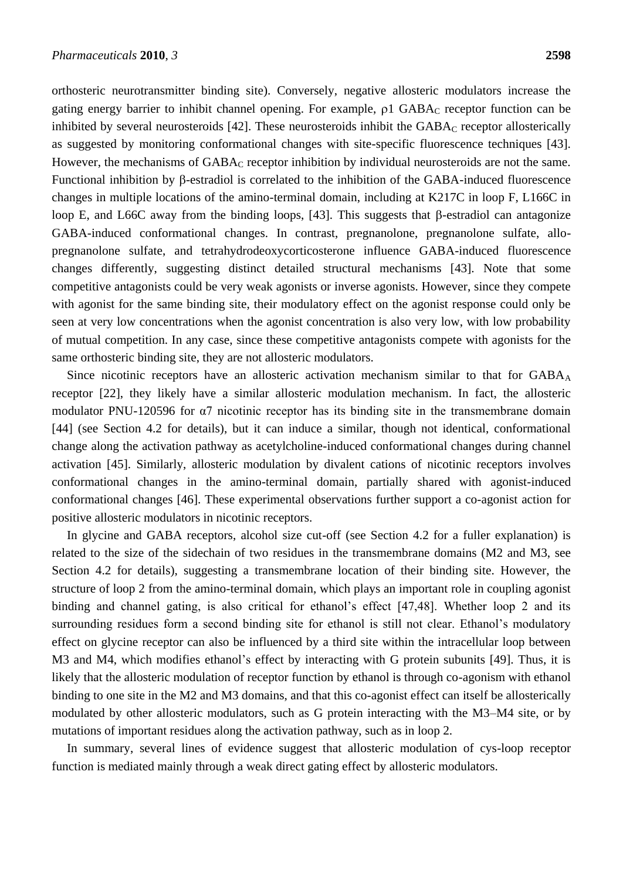orthosteric neurotransmitter binding site). Conversely, negative allosteric modulators increase the gating energy barrier to inhibit channel opening. For example, ρ1 $GABA_C$ receptor function can be inhibited by several neurosteroids [42]. These neurosteroids inhibit the $GABA_C$ receptor allosterically as suggested by monitoring conformational changes with site-specific fluorescence techniques [43]. However, the mechanisms of $GABA_C$ receptor inhibition by individual neurosteroids are not the same. Functional inhibition by β-estradiol is correlated to the inhibition of the GABA-induced fluorescence changes in multiple locations of the amino-terminal domain, including at K217C in loop F, L166C in loop E, and L66C away from the binding loops, [43]. This suggests that β-estradiol can antagonize GABA-induced conformational changes. In contrast, pregnanolone, pregnanolone sulfate, allo-pregnanolone sulfate, and tetrahydrodeoxycorticosterone influence GABA-induced fluorescence changes differently, suggesting distinct detailed structural mechanisms [43]. Note that some competitive antagonists could be very weak agonists or inverse agonists. However, since they compete with agonist for the same binding site, their modulatory effect on the agonist response could only be seen at very low concentrations when the agonist concentration is also very low, with low probability of mutual competition. In any case, since these competitive antagonists compete with agonists for the same orthosteric binding site, they are not allosteric modulators.

Since nicotinic receptors have an allosteric activation mechanism similar to that for $GABA_A$ receptor [22], they likely have a similar allosteric modulation mechanism. In fact, the allosteric modulator PNU-120596 for α7 nicotinic receptor has its binding site in the transmembrane domain [44] (see Section 4.2 for details), but it can induce a similar, though not identical, conformational change along the activation pathway as acetylcholine-induced conformational changes during channel activation [45]. Similarly, allosteric modulation by divalent cations of nicotinic receptors involves conformational changes in the amino-terminal domain, partially shared with agonist-induced conformational changes [46]. These experimental observations further support a co-agonist action for positive allosteric modulators in nicotinic receptors.

In glycine and GABA receptors, alcohol size cut-off (see Section 4.2 for a fuller explanation) is related to the size of the sidechain of two residues in the transmembrane domains (M2 and M3, see Section 4.2 for details), suggesting a transmembrane location of their binding site. However, the structure of loop 2 from the amino-terminal domain, which plays an important role in coupling agonist binding and channel gating, is also critical for ethanol's effect [47,48]. Whether loop 2 and its surrounding residues form a second binding site for ethanol is still not clear. Ethanol's modulatory effect on glycine receptor can also be influenced by a third site within the intracellular loop between M3 and M4, which modifies ethanol's effect by interacting with G protein subunits [49]. Thus, it is likely that the allosteric modulation of receptor function by ethanol is through co-agonism with ethanol binding to one site in the M2 and M3 domains, and that this co-agonist effect can itself be allosterically modulated by other allosteric modulators, such as G protein interacting with the M3–M4 site, or by mutations of important residues along the activation pathway, such as in loop 2.

In summary, several lines of evidence suggest that allosteric modulation of cys-loop receptor function is mediated mainly through a weak direct gating effect by allosteric modulators.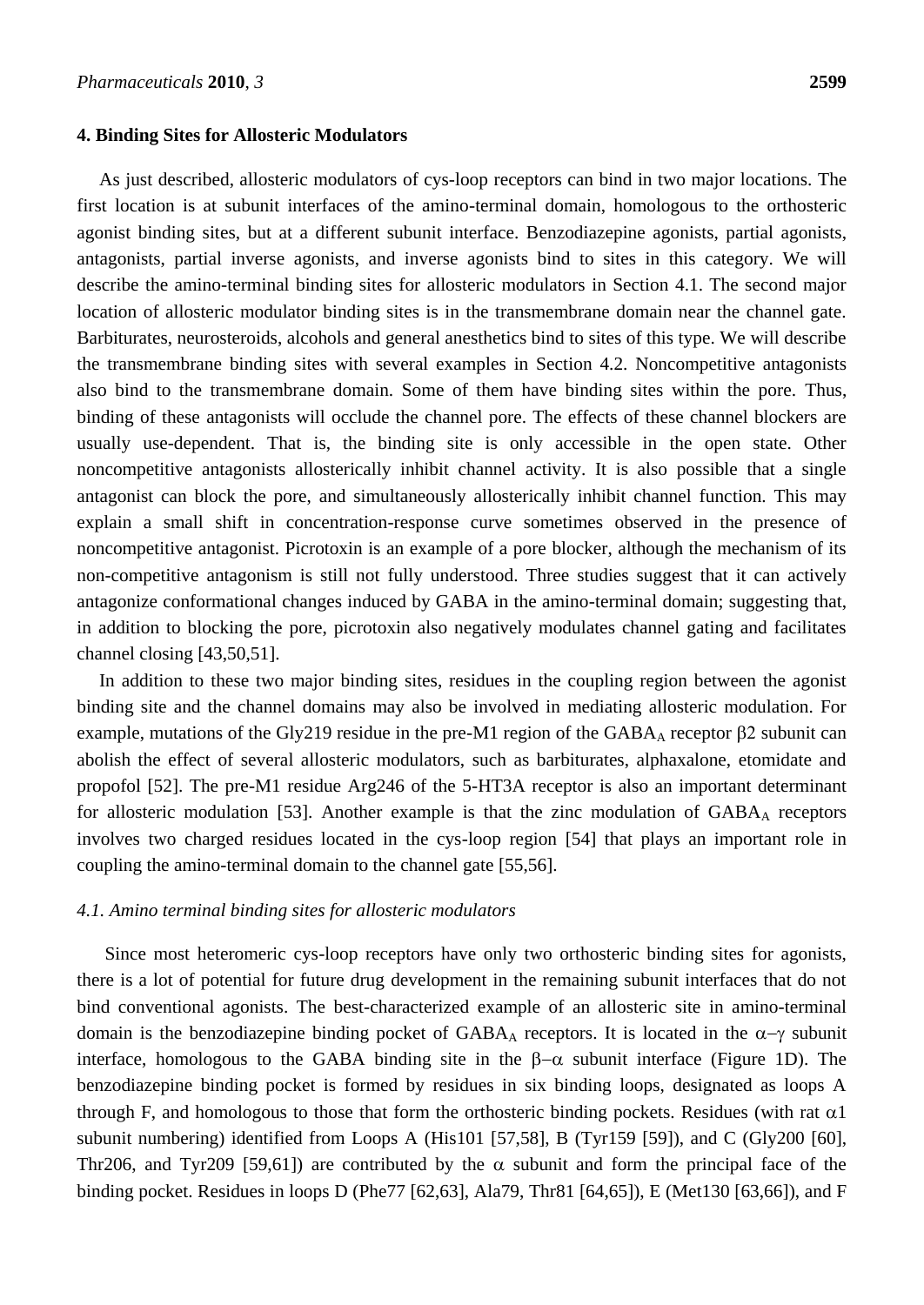## 4. Binding Sites for Allosteric Modulators

As just described, allosteric modulators of cys-loop receptors can bind in two major locations. The first location is at subunit interfaces of the amino-terminal domain, homologous to the orthosteric agonist binding sites, but at a different subunit interface. Benzodiazepine agonists, partial agonists, antagonists, partial inverse agonists, and inverse agonists bind to sites in this category. We will describe the amino-terminal binding sites for allosteric modulators in Section 4.1. The second major location of allosteric modulator binding sites is in the transmembrane domain near the channel gate. Barbiturates, neurosteroids, alcohols and general anesthetics bind to sites of this type. We will describe the transmembrane binding sites with several examples in Section 4.2. Noncompetitive antagonists also bind to the transmembrane domain. Some of them have binding sites within the pore. Thus, binding of these antagonists will occlude the channel pore. The effects of these channel blockers are usually use-dependent. That is, the binding site is only accessible in the open state. Other noncompetitive antagonists allosterically inhibit channel activity. It is also possible that a single antagonist can block the pore, and simultaneously allosterically inhibit channel function. This may explain a small shift in concentration-response curve sometimes observed in the presence of noncompetitive antagonist. Picrotoxin is an example of a pore blocker, although the mechanism of its non-competitive antagonism is still not fully understood. Three studies suggest that it can actively antagonize conformational changes induced by GABA in the amino-terminal domain; suggesting that, in addition to blocking the pore, picrotoxin also negatively modulates channel gating and facilitates channel closing [43,50,51].

In addition to these two major binding sites, residues in the coupling region between the agonist binding site and the channel domains may also be involved in mediating allosteric modulation. For example, mutations of the Gly219 residue in the pre-M1 region of the $GABA_A$ receptor β2 subunit can abolish the effect of several allosteric modulators, such as barbiturates, alphaxalone, etomidate and propofol [52]. The pre-M1 residue Arg246 of the 5-HT3A receptor is also an important determinant for allosteric modulation [53]. Another example is that the zinc modulation of $GABA_A$ receptors involves two charged residues located in the cys-loop region [54] that plays an important role in coupling the amino-terminal domain to the channel gate [55,56].

### *4.1. Amino terminal binding sites for allosteric modulators*

Since most heteromeric cys-loop receptors have only two orthosteric binding sites for agonists, there is a lot of potential for future drug development in the remaining subunit interfaces that do not bind conventional agonists. The best-characterized example of an allosteric site in amino-terminal domain is the benzodiazepine binding pocket of $GABA_A$ receptors. It is located in the α–γ subunit interface, homologous to the GABA binding site in the β–α subunit interface (Figure 1D). The benzodiazepine binding pocket is formed by residues in six binding loops, designated as loops A through F, and homologous to those that form the orthosteric binding pockets. Residues (with rat α1 subunit numbering) identified from Loops A (His101 [57,58], B (Tyr159 [59]), and C (Gly200 [60], Thr206, and Tyr209 [59,61]) are contributed by the α subunit and form the principal face of the binding pocket. Residues in loops D (Phe77 [62,63], Ala79, Thr81 [64,65]), E (Met130 [63,66]), and F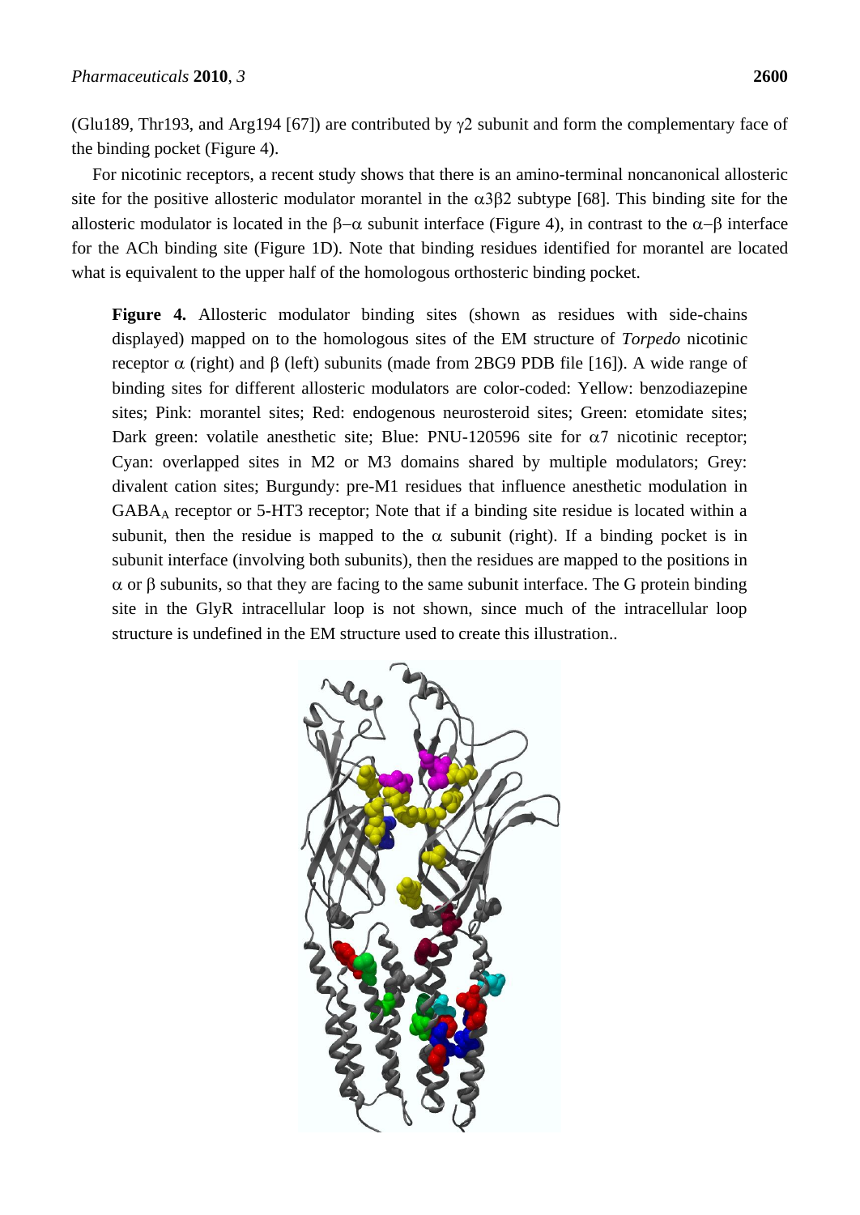(Glu189, Thr193, and Arg194 [67]) are contributed by γ2 subunit and form the complementary face of the binding pocket (Figure 4).

For nicotinic receptors, a recent study shows that there is an amino-terminal noncanonical allosteric site for the positive allosteric modulator morantel in the α3β2 subtype [68]. This binding site for the allosteric modulator is located in the β–α subunit interface (Figure 4), in contrast to the α–β interface for the ACh binding site (Figure 1D). Note that binding residues identified for morantel are located what is equivalent to the upper half of the homologous orthosteric binding pocket.

**Figure 4.** Allosteric modulator binding sites (shown as residues with side-chains displayed) mapped on to the homologous sites of the EM structure of *Torpedo* nicotinic receptor α (right) and β (left) subunits (made from 2BG9 PDB file [16]). A wide range of binding sites for different allosteric modulators are color-coded: Yellow: benzodiazepine sites; Pink: morantel sites; Red: endogenous neurosteroid sites; Green: etomidate sites; Dark green: volatile anesthetic site; Blue: PNU-120596 site for α7 nicotinic receptor; Cyan: overlapped sites in M2 or M3 domains shared by multiple modulators; Grey: divalent cation sites; Burgundy: pre-M1 residues that influence anesthetic modulation in $GABA_A$ receptor or 5-HT3 receptor; Note that if a binding site residue is located within a subunit, then the residue is mapped to the α subunit (right). If a binding pocket is in subunit interface (involving both subunits), then the residues are mapped to the positions in α or β subunits, so that they are facing to the same subunit interface. The G protein binding site in the GlyR intracellular loop is not shown, since much of the intracellular loop structure is undefined in the EM structure used to create this illustration..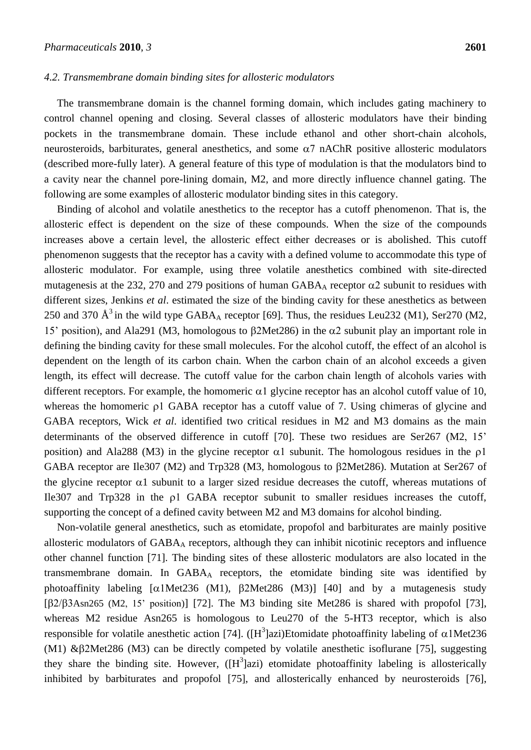### 4.2. Transmembrane domain binding sites for allosteric modulators

The transmembrane domain is the channel forming domain, which includes gating machinery to control channel opening and closing. Several classes of allosteric modulators have their binding pockets in the transmembrane domain. These include ethanol and other short-chain alcohols, neurosteroids, barbiturates, general anesthetics, and some α7 nAChR positive allosteric modulators (described more-fully later). A general feature of this type of modulation is that the modulators bind to a cavity near the channel pore-lining domain, M2, and more directly influence channel gating. The following are some examples of allosteric modulator binding sites in this category.

Binding of alcohol and volatile anesthetics to the receptor has a cutoff phenomenon. That is, the allosteric effect is dependent on the size of these compounds. When the size of the compounds increases above a certain level, the allosteric effect either decreases or is abolished. This cutoff phenomenon suggests that the receptor has a cavity with a defined volume to accommodate this type of allosteric modulator. For example, using three volatile anesthetics combined with site-directed mutagenesis at the 232, 270 and 279 positions of human $GABA_A$ receptor α2 subunit to residues with different sizes, Jenkins *et al*. estimated the size of the binding cavity for these anesthetics as between 250 and 370 $Å^3$ in the wild type $GABA_A$ receptor [69]. Thus, the residues Leu232 (M1), Ser270 (M2, 15' position), and Ala291 (M3, homologous to β2Met286) in the α2 subunit play an important role in defining the binding cavity for these small molecules. For the alcohol cutoff, the effect of an alcohol is dependent on the length of its carbon chain. When the carbon chain of an alcohol exceeds a given length, its effect will decrease. The cutoff value for the carbon chain length of alcohols varies with different receptors. For example, the homomeric α1 glycine receptor has an alcohol cutoff value of 10, whereas the homomeric ρ1 GABA receptor has a cutoff value of 7. Using chimeras of glycine and GABA receptors, Wick *et al*. identified two critical residues in M2 and M3 domains as the main determinants of the observed difference in cutoff [70]. These two residues are Ser267 (M2, 15' position) and Ala288 (M3) in the glycine receptor α1 subunit. The homologous residues in the ρ1 GABA receptor are Ile307 (M2) and Trp328 (M3, homologous to β2Met286). Mutation at Ser267 of the glycine receptor α1 subunit to a larger sized residue decreases the cutoff, whereas mutations of Ile307 and Trp328 in the ρ1 GABA receptor subunit to smaller residues increases the cutoff, supporting the concept of a defined cavity between M2 and M3 domains for alcohol binding.

Non-volatile general anesthetics, such as etomidate, propofol and barbiturates are mainly positive allosteric modulators of $GABA_A$ receptors, although they can inhibit nicotinic receptors and influence other channel function [71]. The binding sites of these allosteric modulators are also located in the transmembrane domain. In $GABA_A$ receptors, the etomidate binding site was identified by photoaffinity labeling [α1Met236 (M1), β2Met286 (M3)] [40] and by a mutagenesis study [β2/β3Asn265 (M2, 15' position)] [72]. The M3 binding site Met286 is shared with propofol [73], whereas M2 residue Asn265 is homologous to Leu270 of the 5-HT3 receptor, which is also responsible for volatile anesthetic action [74]. ([$H^3$]azi)Etomidate photoaffinity labeling of α1Met236 (M1) &β2Met286 (M3) can be directly competed by volatile anesthetic isoflurane [75], suggesting they share the binding site. However, ([$H^3$]azi) etomidate photoaffinity labeling is allosterically inhibited by barbiturates and propofol [75], and allosterically enhanced by neurosteroids [76],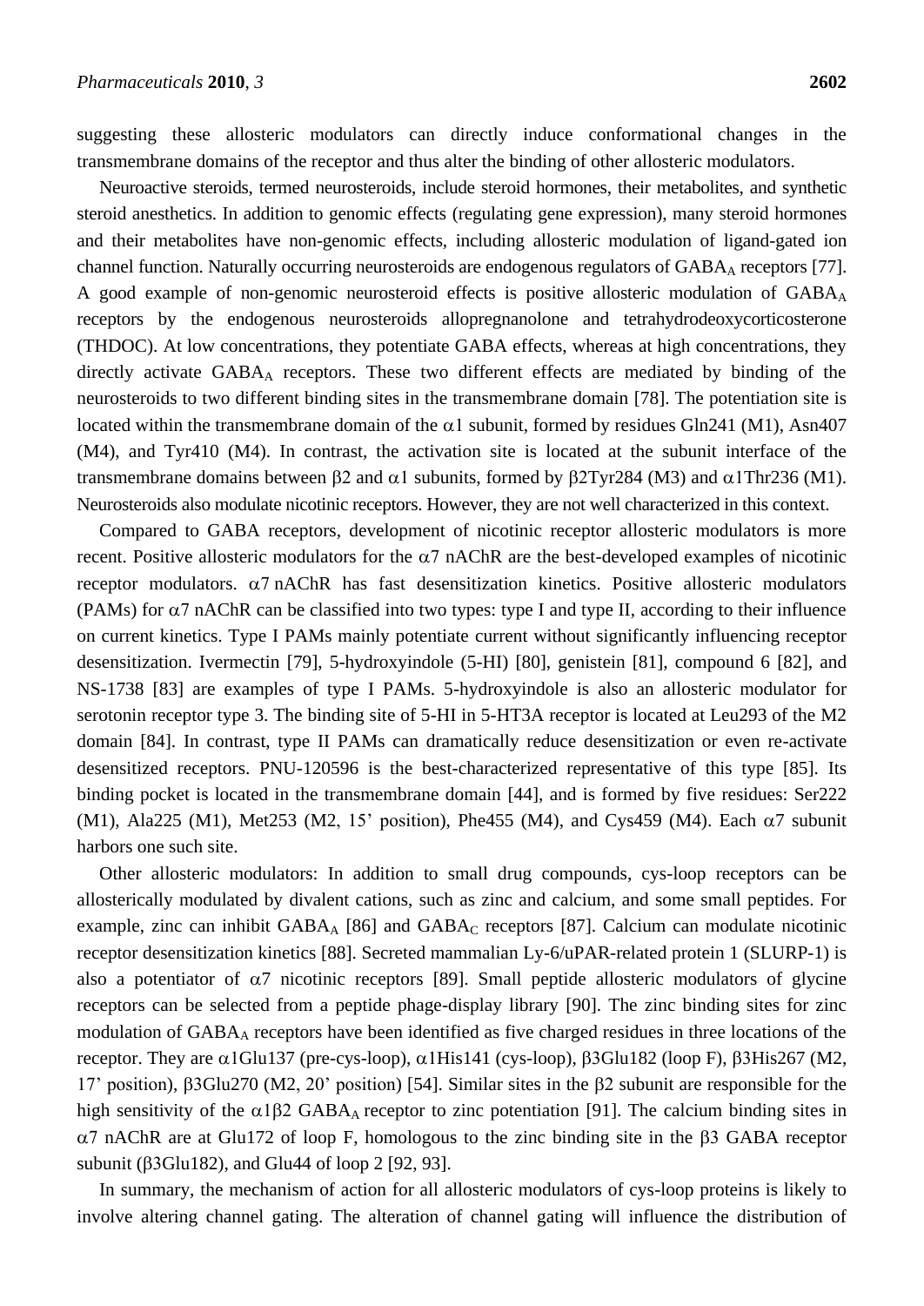suggesting these allosteric modulators can directly induce conformational changes in the transmembrane domains of the receptor and thus alter the binding of other allosteric modulators.

Neuroactive steroids, termed neurosteroids, include steroid hormones, their metabolites, and synthetic steroid anesthetics. In addition to genomic effects (regulating gene expression), many steroid hormones and their metabolites have non-genomic effects, including allosteric modulation of ligand-gated ion channel function. Naturally occurring neurosteroids are endogenous regulators of $GABA_A$ receptors [77]. A good example of non-genomic neurosteroid effects is positive allosteric modulation of $GABA_A$ receptors by the endogenous neurosteroids allopregnanolone and tetrahydrodeoxycorticosterone (THDOC). At low concentrations, they potentiate GABA effects, whereas at high concentrations, they directly activate $GABA_A$ receptors. These two different effects are mediated by binding of the neurosteroids to two different binding sites in the transmembrane domain [78]. The potentiation site is located within the transmembrane domain of the α1 subunit, formed by residues Gln241 (M1), Asn407 (M4), and Tyr410 (M4). In contrast, the activation site is located at the subunit interface of the transmembrane domains between β2 and α1 subunits, formed by β2Tyr284 (M3) and α1Thr236 (M1). Neurosteroids also modulate nicotinic receptors. However, they are not well characterized in this context.

Compared to GABA receptors, development of nicotinic receptor allosteric modulators is more recent. Positive allosteric modulators for the α7 nAChR are the best-developed examples of nicotinic receptor modulators. α7 nAChR has fast desensitization kinetics. Positive allosteric modulators (PAMs) for α7 nAChR can be classified into two types: type I and type II, according to their influence on current kinetics. Type I PAMs mainly potentiate current without significantly influencing receptor desensitization. Ivermectin [79], 5-hydroxyindole (5-HI) [80], genistein [81], compound 6 [82], and NS-1738 [83] are examples of type I PAMs. 5-hydroxyindole is also an allosteric modulator for serotonin receptor type 3. The binding site of 5-HI in 5-HT3A receptor is located at Leu293 of the M2 domain [84]. In contrast, type II PAMs can dramatically reduce desensitization or even re-activate desensitized receptors. PNU-120596 is the best-characterized representative of this type [85]. Its binding pocket is located in the transmembrane domain [44], and is formed by five residues: Ser222 (M1), Ala225 (M1), Met253 (M2, 15' position), Phe455 (M4), and Cys459 (M4). Each α7 subunit harbors one such site.

Other allosteric modulators: In addition to small drug compounds, cys-loop receptors can be allosterically modulated by divalent cations, such as zinc and calcium, and some small peptides. For example, zinc can inhibit $GABA_A$ [86] and $GABA_C$ receptors [87]. Calcium can modulate nicotinic receptor desensitization kinetics [88]. Secreted mammalian Ly-6/uPAR-related protein 1 (SLURP-1) is also a potentiator of α7 nicotinic receptors [89]. Small peptide allosteric modulators of glycine receptors can be selected from a peptide phage-display library [90]. The zinc binding sites for zinc modulation of $GABA_A$ receptors have been identified as five charged residues in three locations of the receptor. They are α1Glu137 (pre-cys-loop), α1His141 (cys-loop), β3Glu182 (loop F), β3His267 (M2, 17' position), β3Glu270 (M2, 20' position) [54]. Similar sites in the β2 subunit are responsible for the high sensitivity of the α1β2 $GABA_A$ receptor to zinc potentiation [91]. The calcium binding sites in α7 nAChR are at Glu172 of loop F, homologous to the zinc binding site in the β3 GABA receptor subunit (β3Glu182), and Glu44 of loop 2 [92, 93].

In summary, the mechanism of action for all allosteric modulators of cys-loop proteins is likely to involve altering channel gating. The alteration of channel gating will influence the distribution of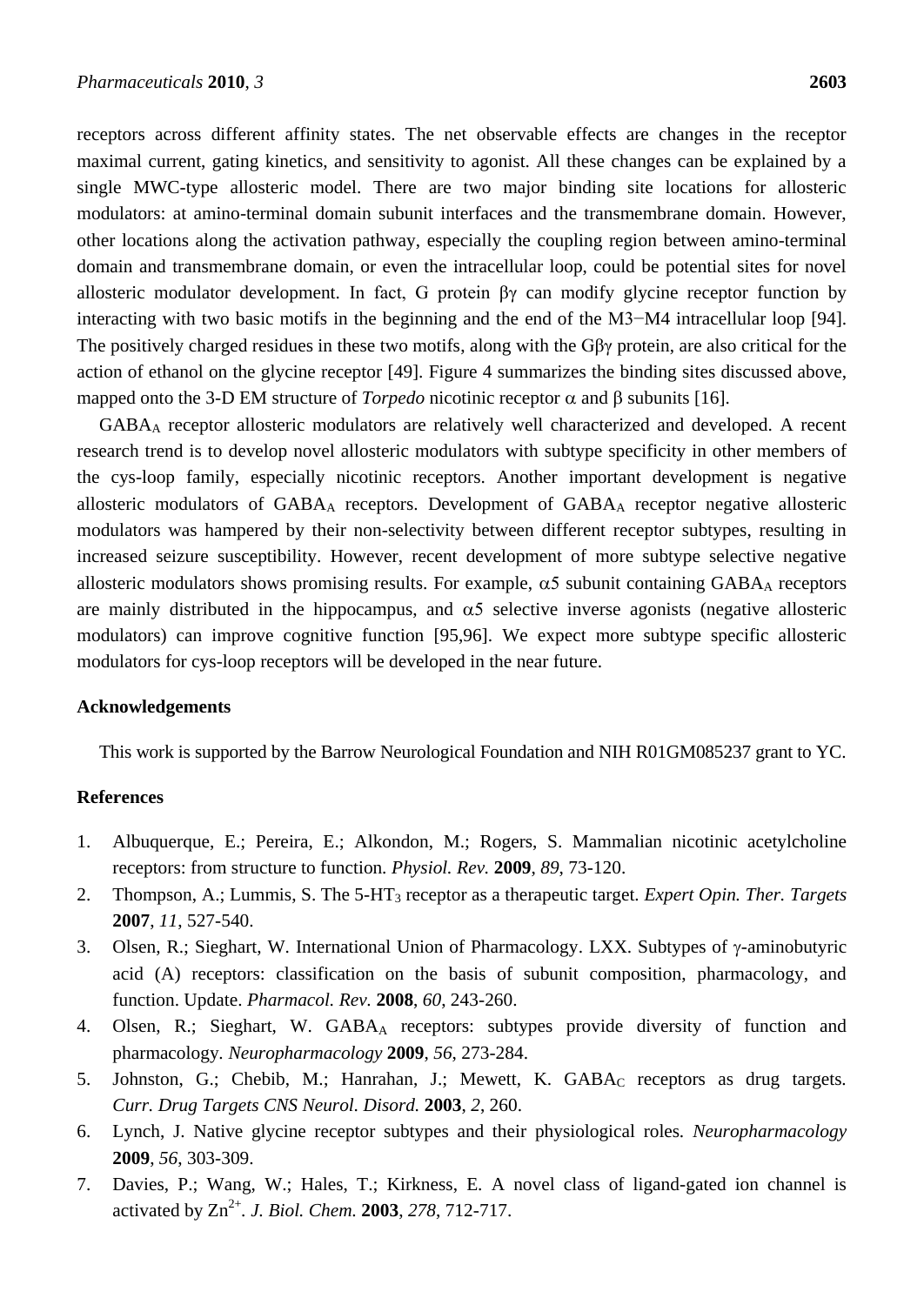receptors across different affinity states. The net observable effects are changes in the receptor maximal current, gating kinetics, and sensitivity to agonist. All these changes can be explained by a single MWC-type allosteric model. There are two major binding site locations for allosteric modulators: at amino-terminal domain subunit interfaces and the transmembrane domain. However, other locations along the activation pathway, especially the coupling region between amino-terminal domain and transmembrane domain, or even the intracellular loop, could be potential sites for novel allosteric modulator development. In fact, G protein βγ can modify glycine receptor function by interacting with two basic motifs in the beginning and the end of the M3−M4 intracellular loop [94]. The positively charged residues in these two motifs, along with the Gβγ protein, are also critical for the action of ethanol on the glycine receptor [49]. Figure 4 summarizes the binding sites discussed above, mapped onto the 3-D EM structure of *Torpedo* nicotinic receptor α and β subunits [16].

$GABA_A$ receptor allosteric modulators are relatively well characterized and developed. A recent research trend is to develop novel allosteric modulators with subtype specificity in other members of the cys-loop family, especially nicotinic receptors. Another important development is negative allosteric modulators of $GABA_A$ receptors. Development of $GABA_A$ receptor negative allosteric modulators was hampered by their non-selectivity between different receptor subtypes, resulting in increased seizure susceptibility. However, recent development of more subtype selective negative allosteric modulators shows promising results. For example, α5 subunit containing $GABA_A$ receptors are mainly distributed in the hippocampus, and α5 selective inverse agonists (negative allosteric modulators) can improve cognitive function [95,96]. We expect more subtype specific allosteric modulators for cys-loop receptors will be developed in the near future.

## Acknowledgements

This work is supported by the Barrow Neurological Foundation and NIH R01GM085237 grant to YC.

## References

1. Albuquerque, E.; Pereira, E.; Alkondon, M.; Rogers, S. Mammalian nicotinic acetylcholine receptors: from structure to function. *Physiol. Rev.* **2009**, *89*, 73-120.
2. Thompson, A.; Lummis, S. The 5-$HT_3$ receptor as a therapeutic target. *Expert Opin. Ther. Targets* **2007**, *11*, 527-540.
3. Olsen, R.; Sieghart, W. International Union of Pharmacology. LXX. Subtypes of γ-aminobutyric acid (A) receptors: classification on the basis of subunit composition, pharmacology, and function. Update. *Pharmacol. Rev.* **2008**, *60*, 243-260.
4. Olsen, R.; Sieghart, W. $GABA_A$ receptors: subtypes provide diversity of function and pharmacology. *Neuropharmacology* **2009**, *56*, 273-284.
5. Johnston, G.; Chebib, M.; Hanrahan, J.; Mewett, K. $GABA_C$ receptors as drug targets. *Curr. Drug Targets CNS Neurol. Disord.* **2003**, *2*, 260.
6. Lynch, J. Native glycine receptor subtypes and their physiological roles. *Neuropharmacology* **2009**, *56*, 303-309.
7. Davies, P.; Wang, W.; Hales, T.; Kirkness, E. A novel class of ligand-gated ion channel is activated by $Zn^{2+}$. *J. Biol. Chem.* **2003**, *278*, 712-717.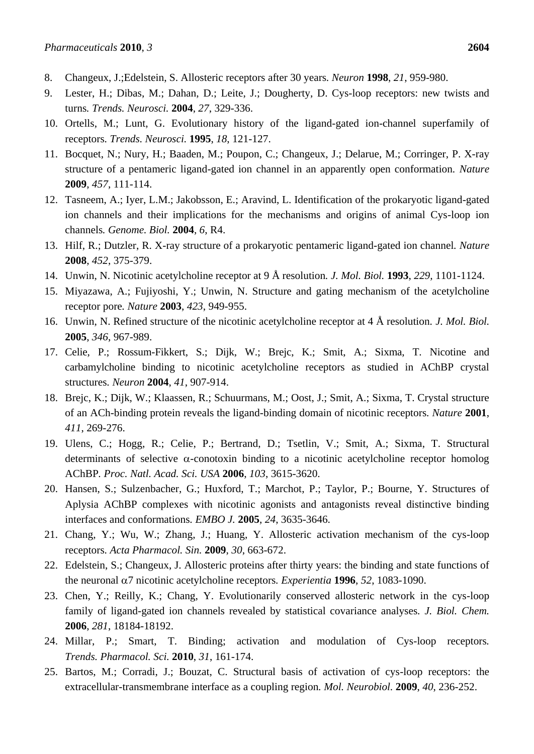8. Changeux, J.;Edelstein, S. Allosteric receptors after 30 years. *Neuron* **1998**, *21*, 959-980.
9. Lester, H.; Dibas, M.; Dahan, D.; Leite, J.; Dougherty, D. Cys-loop receptors: new twists and turns. *Trends. Neurosci.* **2004**, *27*, 329-336.
10. Ortells, M.; Lunt, G. Evolutionary history of the ligand-gated ion-channel superfamily of receptors. *Trends. Neurosci.* **1995**, *18*, 121-127.
11. Bocquet, N.; Nury, H.; Baaden, M.; Poupon, C.; Changeux, J.; Delarue, M.; Corringer, P. X-ray structure of a pentameric ligand-gated ion channel in an apparently open conformation. *Nature* **2009**, *457*, 111-114.
12. Tasneem, A.; Iyer, L.M.; Jakobsson, E.; Aravind, L. Identification of the prokaryotic ligand-gated ion channels and their implications for the mechanisms and origins of animal Cys-loop ion channels. *Genome. Biol.* **2004**, *6*, R4.
13. Hilf, R.; Dutzler, R. X-ray structure of a prokaryotic pentameric ligand-gated ion channel. *Nature* **2008**, *452*, 375-379.
14. Unwin, N. Nicotinic acetylcholine receptor at 9 Å resolution. *J. Mol. Biol.* **1993**, *229*, 1101-1124.
15. Miyazawa, A.; Fujiyoshi, Y.; Unwin, N. Structure and gating mechanism of the acetylcholine receptor pore. *Nature* **2003**, *423*, 949-955.
16. Unwin, N. Refined structure of the nicotinic acetylcholine receptor at 4 Å resolution. *J. Mol. Biol.* **2005**, *346*, 967-989.
17. Celie, P.; Rossum-Fikkert, S.; Dijk, W.; Brejc, K.; Smit, A.; Sixma, T. Nicotine and carbamylcholine binding to nicotinic acetylcholine receptors as studied in AChBP crystal structures. *Neuron* **2004**, *41*, 907-914.
18. Brejc, K.; Dijk, W.; Klaassen, R.; Schuurmans, M.; Oost, J.; Smit, A.; Sixma, T. Crystal structure of an ACh-binding protein reveals the ligand-binding domain of nicotinic receptors. *Nature* **2001**, *411*, 269-276.
19. Ulens, C.; Hogg, R.; Celie, P.; Bertrand, D.; Tsetlin, V.; Smit, A.; Sixma, T. Structural determinants of selective α-conotoxin binding to a nicotinic acetylcholine receptor homolog AChBP. *Proc. Natl. Acad. Sci. USA* **2006**, *103*, 3615-3620.
20. Hansen, S.; Sulzenbacher, G.; Huxford, T.; Marchot, P.; Taylor, P.; Bourne, Y. Structures of Aplysia AChBP complexes with nicotinic agonists and antagonists reveal distinctive binding interfaces and conformations. *EMBO J.* **2005**, *24*, 3635-3646.
21. Chang, Y.; Wu, W.; Zhang, J.; Huang, Y. Allosteric activation mechanism of the cys-loop receptors. *Acta Pharmacol. Sin.* **2009**, *30*, 663-672.
22. Edelstein, S.; Changeux, J. Allosteric proteins after thirty years: the binding and state functions of the neuronal α7 nicotinic acetylcholine receptors. *Experientia* **1996**, *52*, 1083-1090.
23. Chen, Y.; Reilly, K.; Chang, Y. Evolutionarily conserved allosteric network in the cys-loop family of ligand-gated ion channels revealed by statistical covariance analyses. *J. Biol. Chem.* **2006**, *281*, 18184-18192.
24. Millar, P.; Smart, T. Binding; activation and modulation of Cys-loop receptors. *Trends. Pharmacol. Sci.* **2010**, *31*, 161-174.
25. Bartos, M.; Corradi, J.; Bouzat, C. Structural basis of activation of cys-loop receptors: the extracellular-transmembrane interface as a coupling region. *Mol. Neurobiol*. **2009**, *40*, 236-252.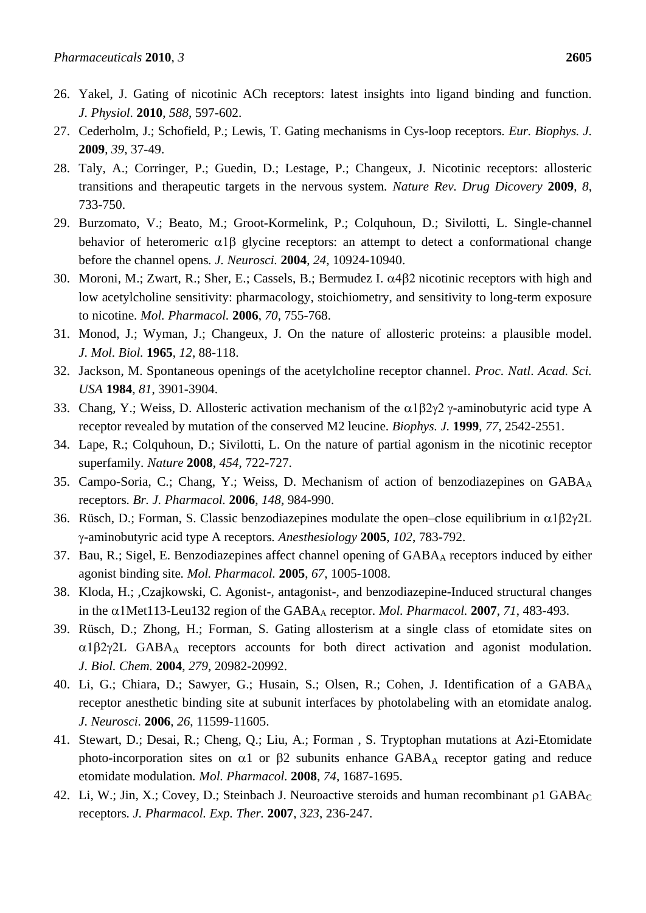26. Yakel, J. Gating of nicotinic ACh receptors: latest insights into ligand binding and function. *J. Physiol.* **2010**, *588*, 597-602.
27. Cederholm, J.; Schofield, P.; Lewis, T. Gating mechanisms in Cys-loop receptors*. Eur. Biophys. J.* **2009**, *39*, 37-49.
28. Taly, A.; Corringer, P.; Guedin, D.; Lestage, P.; Changeux, J. Nicotinic receptors: allosteric transitions and therapeutic targets in the nervous system. *Nature Rev. Drug Dicovery* **2009**, *8*, 733-750.
29. Burzomato, V.; Beato, M.; Groot-Kormelink, P.; Colquhoun, D.; Sivilotti, L. Single-channel behavior of heteromeric α1β glycine receptors: an attempt to detect a conformational change before the channel opens*. J. Neurosci.* **2004**, *24*, 10924-10940.
30. Moroni, M.; Zwart, R.; Sher, E.; Cassels, B.; Bermudez I. α4β2 nicotinic receptors with high and low acetylcholine sensitivity: pharmacology, stoichiometry, and sensitivity to long-term exposure to nicotine. *Mol. Pharmacol.* **2006**, *70*, 755-768.
31. Monod, J.; Wyman, J.; Changeux, J. On the nature of allosteric proteins: a plausible model. *J. Mol. Biol.* **1965**, *12*, 88-118.
32. Jackson, M. Spontaneous openings of the acetylcholine receptor channel. *Proc. Natl. Acad. Sci. USA* **1984**, *81*, 3901-3904.
33. Chang, Y.; Weiss, D. Allosteric activation mechanism of the α1β2γ2 γ-aminobutyric acid type A receptor revealed by mutation of the conserved M2 leucine*. Biophys. J.* **1999**, *77*, 2542-2551.
34. Lape, R.; Colquhoun, D.; Sivilotti, L. On the nature of partial agonism in the nicotinic receptor superfamily*. Nature* **2008**, *454*, 722-727.
35. Campo-Soria, C.; Chang, Y.; Weiss, D. Mechanism of action of benzodiazepines on $GABA_A$ receptors*. Br. J. Pharmacol.* **2006**, *148*, 984-990.
36. Rüsch, D.; Forman, S. Classic benzodiazepines modulate the open–close equilibrium in α1β2γ2L γ-aminobutyric acid type A receptors*. Anesthesiology* **2005**, *102*, 783-792.
37. Bau, R.; Sigel, E. Benzodiazepines affect channel opening of $GABA_A$ receptors induced by either agonist binding site*. Mol. Pharmacol.* **2005**, *67*, 1005-1008.
38. Kloda, H.; ,Czajkowski, C. Agonist-, antagonist-, and benzodiazepine-Induced structural changes in the α1Met113-Leu132 region of the $GABA_A$ receptor*. Mol. Pharmacol.* **2007**, *71*, 483-493.
39. Rüsch, D.; Zhong, H.; Forman, S. Gating allosterism at a single class of etomidate sites on α1β2γ2L $GABA_A$ receptors accounts for both direct activation and agonist modulation*. J. Biol. Chem.* **2004**, *279*, 20982-20992.
40. Li, G.; Chiara, D.; Sawyer, G.; Husain, S.; Olsen, R.; Cohen, J. Identification of a $GABA_A$ receptor anesthetic binding site at subunit interfaces by photolabeling with an etomidate analog*. J. Neurosci.* **2006**, *26*, 11599-11605.
41. Stewart, D.; Desai, R.; Cheng, Q.; Liu, A.; Forman , S. Tryptophan mutations at Azi-Etomidate photo-incorporation sites on α1 or β2 subunits enhance $GABA_A$ receptor gating and reduce etomidate modulation*. Mol. Pharmacol.* **2008**, *74*, 1687-1695.
42. Li, W.; Jin, X.; Covey, D.; Steinbach J. Neuroactive steroids and human recombinant ρ1 $GABA_C$ receptors*. J. Pharmacol. Exp. Ther.* **2007**, *323*, 236-247.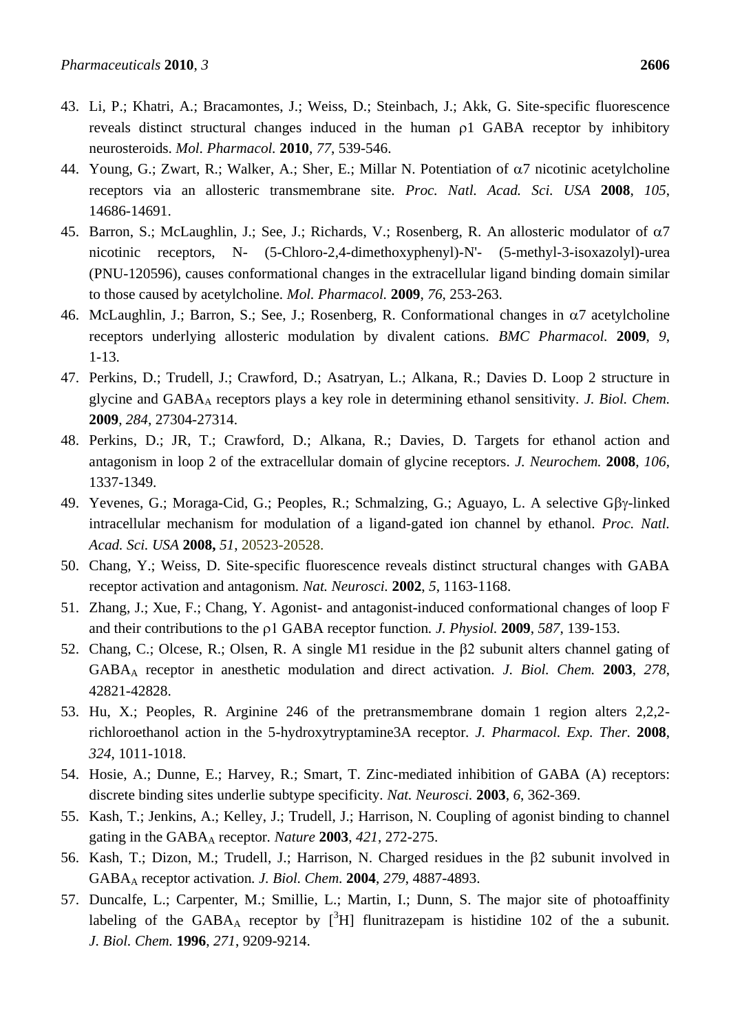43. Li, P.; Khatri, A.; Bracamontes, J.; Weiss, D.; Steinbach, J.; Akk, G. Site-specific fluorescence reveals distinct structural changes induced in the human ρ1 GABA receptor by inhibitory neurosteroids. *Mol. Pharmacol.* **2010**, *77*, 539-546.
44. Young, G.; Zwart, R.; Walker, A.; Sher, E.; Millar N. Potentiation of α7 nicotinic acetylcholine receptors via an allosteric transmembrane site. *Proc. Natl. Acad. Sci. USA* **2008**, *105*, 14686-14691.
45. Barron, S.; McLaughlin, J.; See, J.; Richards, V.; Rosenberg, R. An allosteric modulator of α7 nicotinic receptors, N- (5-Chloro-2,4-dimethoxyphenyl)-N'- (5-methyl-3-isoxazolyl)-urea (PNU-120596), causes conformational changes in the extracellular ligand binding domain similar to those caused by acetylcholine. *Mol. Pharmacol.* **2009**, *76*, 253-263.
46. McLaughlin, J.; Barron, S.; See, J.; Rosenberg, R. Conformational changes in α7 acetylcholine receptors underlying allosteric modulation by divalent cations. *BMC Pharmacol.* **2009**, *9*, 1-13.
47. Perkins, D.; Trudell, J.; Crawford, D.; Asatryan, L.; Alkana, R.; Davies D. Loop 2 structure in glycine and $GABA_A$ receptors plays a key role in determining ethanol sensitivity. *J. Biol. Chem.* **2009**, *284*, 27304-27314.
48. Perkins, D.; JR, T.; Crawford, D.; Alkana, R.; Davies, D. Targets for ethanol action and antagonism in loop 2 of the extracellular domain of glycine receptors. *J. Neurochem.* **2008**, *106*, 1337-1349.
49. Yevenes, G.; Moraga-Cid, G.; Peoples, R.; Schmalzing, G.; Aguayo, L. A selective Gβγ-linked intracellular mechanism for modulation of a ligand-gated ion channel by ethanol. *Proc. Natl. Acad. Sci. USA* **2008,** *51*, 20523-20528.
50. Chang, Y.; Weiss, D. Site-specific fluorescence reveals distinct structural changes with GABA receptor activation and antagonism. *Nat. Neurosci.* **2002**, *5*, 1163-1168.
51. Zhang, J.; Xue, F.; Chang, Y. Agonist- and antagonist-induced conformational changes of loop F and their contributions to the ρ1 GABA receptor function. *J. Physiol.* **2009**, *587*, 139-153.
52. Chang, C.; Olcese, R.; Olsen, R. A single M1 residue in the β2 subunit alters channel gating of $GABA_A$ receptor in anesthetic modulation and direct activation. *J. Biol. Chem.* **2003**, *278*, 42821-42828.
53. Hu, X.; Peoples, R. Arginine 246 of the pretransmembrane domain 1 region alters 2,2,2-richloroethanol action in the 5-hydroxytryptamine3A receptor. *J. Pharmacol. Exp. Ther.* **2008**, *324*, 1011-1018.
54. Hosie, A.; Dunne, E.; Harvey, R.; Smart, T. Zinc-mediated inhibition of GABA (A) receptors: discrete binding sites underlie subtype specificity. *Nat. Neurosci.* **2003**, *6*, 362-369.
55. Kash, T.; Jenkins, A.; Kelley, J.; Trudell, J.; Harrison, N. Coupling of agonist binding to channel gating in the $GABA_A$ receptor. *Nature* **2003**, *421*, 272-275.
56. Kash, T.; Dizon, M.; Trudell, J.; Harrison, N. Charged residues in the β2 subunit involved in $GABA_A$ receptor activation. *J. Biol. Chem.* **2004**, *279*, 4887-4893.
57. Duncalfe, L.; Carpenter, M.; Smillie, L.; Martin, I.; Dunn, S. The major site of photoaffinity labeling of the $GABA_A$ receptor by [$^3$H] flunitrazepam is histidine 102 of the a subunit. *J. Biol. Chem.* **1996**, *271*, 9209-9214.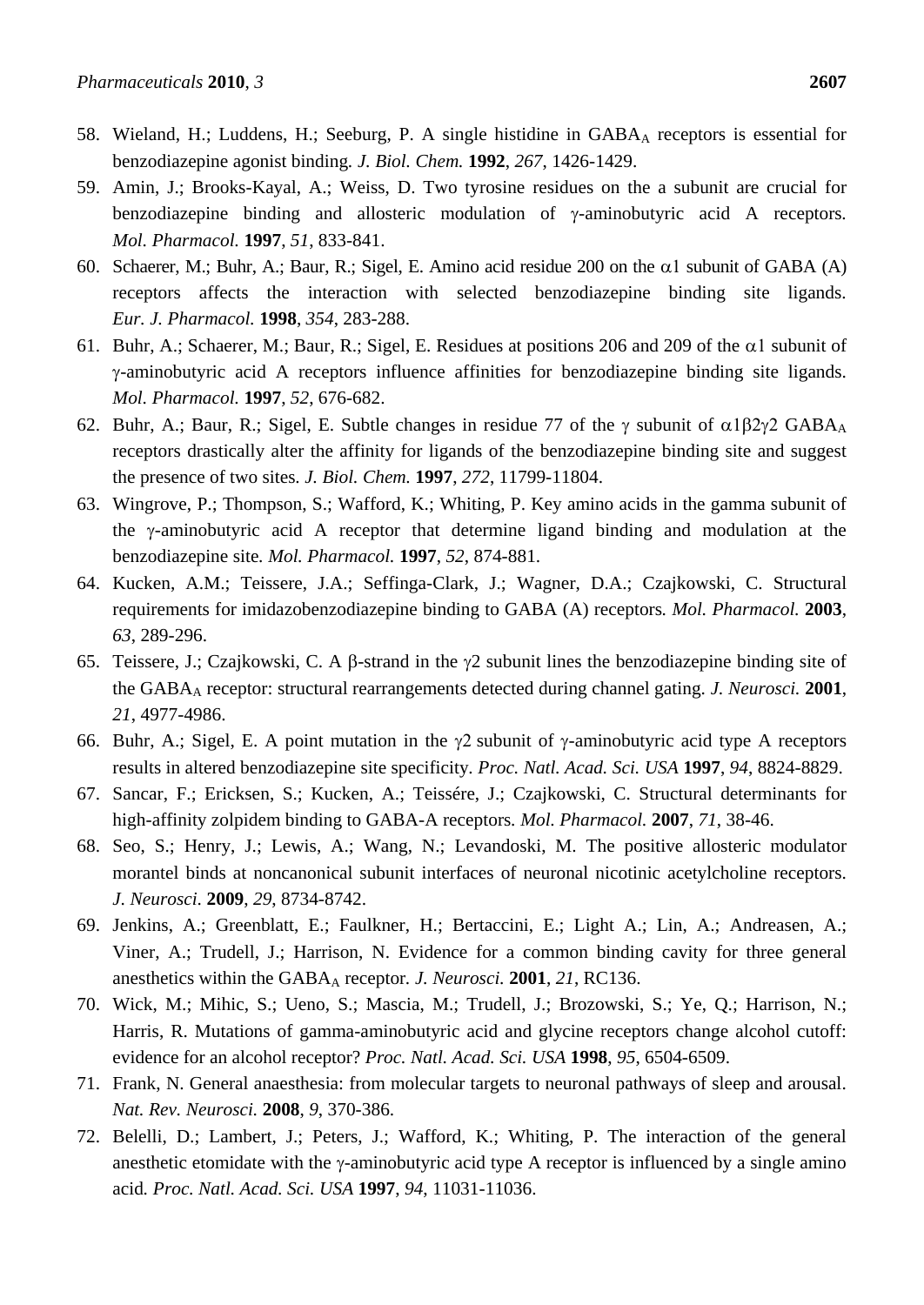58. Wieland, H.; Luddens, H.; Seeburg, P. A single histidine in $GABA_A$ receptors is essential for benzodiazepine agonist binding. *J. Biol. Chem.* **1992**, *267*, 1426-1429.
59. Amin, J.; Brooks-Kayal, A.; Weiss, D. Two tyrosine residues on the a subunit are crucial for benzodiazepine binding and allosteric modulation of γ-aminobutyric acid A receptors. *Mol. Pharmacol.* **1997**, *51*, 833-841.
60. Schaerer, M.; Buhr, A.; Baur, R.; Sigel, E. Amino acid residue 200 on the α1 subunit of GABA (A) receptors affects the interaction with selected benzodiazepine binding site ligands. *Eur. J. Pharmacol.* **1998**, *354*, 283-288.
61. Buhr, A.; Schaerer, M.; Baur, R.; Sigel, E. Residues at positions 206 and 209 of the α1 subunit of γ-aminobutyric acid A receptors influence affinities for benzodiazepine binding site ligands. *Mol. Pharmacol.* **1997**, *52*, 676-682.
62. Buhr, A.; Baur, R.; Sigel, E. Subtle changes in residue 77 of the γ subunit of α1β2γ2 $GABA_A$ receptors drastically alter the affinity for ligands of the benzodiazepine binding site and suggest the presence of two sites. *J. Biol. Chem.* **1997**, *272*, 11799-11804.
63. Wingrove, P.; Thompson, S.; Wafford, K.; Whiting, P. Key amino acids in the gamma subunit of the γ-aminobutyric acid A receptor that determine ligand binding and modulation at the benzodiazepine site. *Mol. Pharmacol.* **1997**, *52*, 874-881.
64. Kucken, A.M.; Teissere, J.A.; Seffinga-Clark, J.; Wagner, D.A.; Czajkowski, C. Structural requirements for imidazobenzodiazepine binding to GABA (A) receptors. *Mol. Pharmacol.* **2003**, *63*, 289-296.
65. Teissere, J.; Czajkowski, C. A β-strand in the γ2 subunit lines the benzodiazepine binding site of the $GABA_A$ receptor: structural rearrangements detected during channel gating. *J. Neurosci.* **2001**, *21*, 4977-4986.
66. Buhr, A.; Sigel, E. A point mutation in the γ2 subunit of γ-aminobutyric acid type A receptors results in altered benzodiazepine site specificity. *Proc. Natl. Acad. Sci. USA* **1997**, *94*, 8824-8829.
67. Sancar, F.; Ericksen, S.; Kucken, A.; Teissére, J.; Czajkowski, C. Structural determinants for high-affinity zolpidem binding to GABA-A receptors. *Mol. Pharmacol.* **2007**, *71*, 38-46.
68. Seo, S.; Henry, J.; Lewis, A.; Wang, N.; Levandoski, M. The positive allosteric modulator morantel binds at noncanonical subunit interfaces of neuronal nicotinic acetylcholine receptors. *J. Neurosci.* **2009**, *29*, 8734-8742.
69. Jenkins, A.; Greenblatt, E.; Faulkner, H.; Bertaccini, E.; Light A.; Lin, A.; Andreasen, A.; Viner, A.; Trudell, J.; Harrison, N. Evidence for a common binding cavity for three general anesthetics within the $GABA_A$ receptor. *J. Neurosci.* **2001**, *21*, RC136.
70. Wick, M.; Mihic, S.; Ueno, S.; Mascia, M.; Trudell, J.; Brozowski, S.; Ye, Q.; Harrison, N.; Harris, R. Mutations of gamma-aminobutyric acid and glycine receptors change alcohol cutoff: evidence for an alcohol receptor? *Proc. Natl. Acad. Sci. USA* **1998**, *95*, 6504-6509.
71. Frank, N. General anaesthesia: from molecular targets to neuronal pathways of sleep and arousal. *Nat. Rev. Neurosci.* **2008**, *9*, 370-386.
72. Belelli, D.; Lambert, J.; Peters, J.; Wafford, K.; Whiting, P. The interaction of the general anesthetic etomidate with the γ-aminobutyric acid type A receptor is influenced by a single amino acid. *Proc. Natl. Acad. Sci. USA* **1997**, *94*, 11031-11036.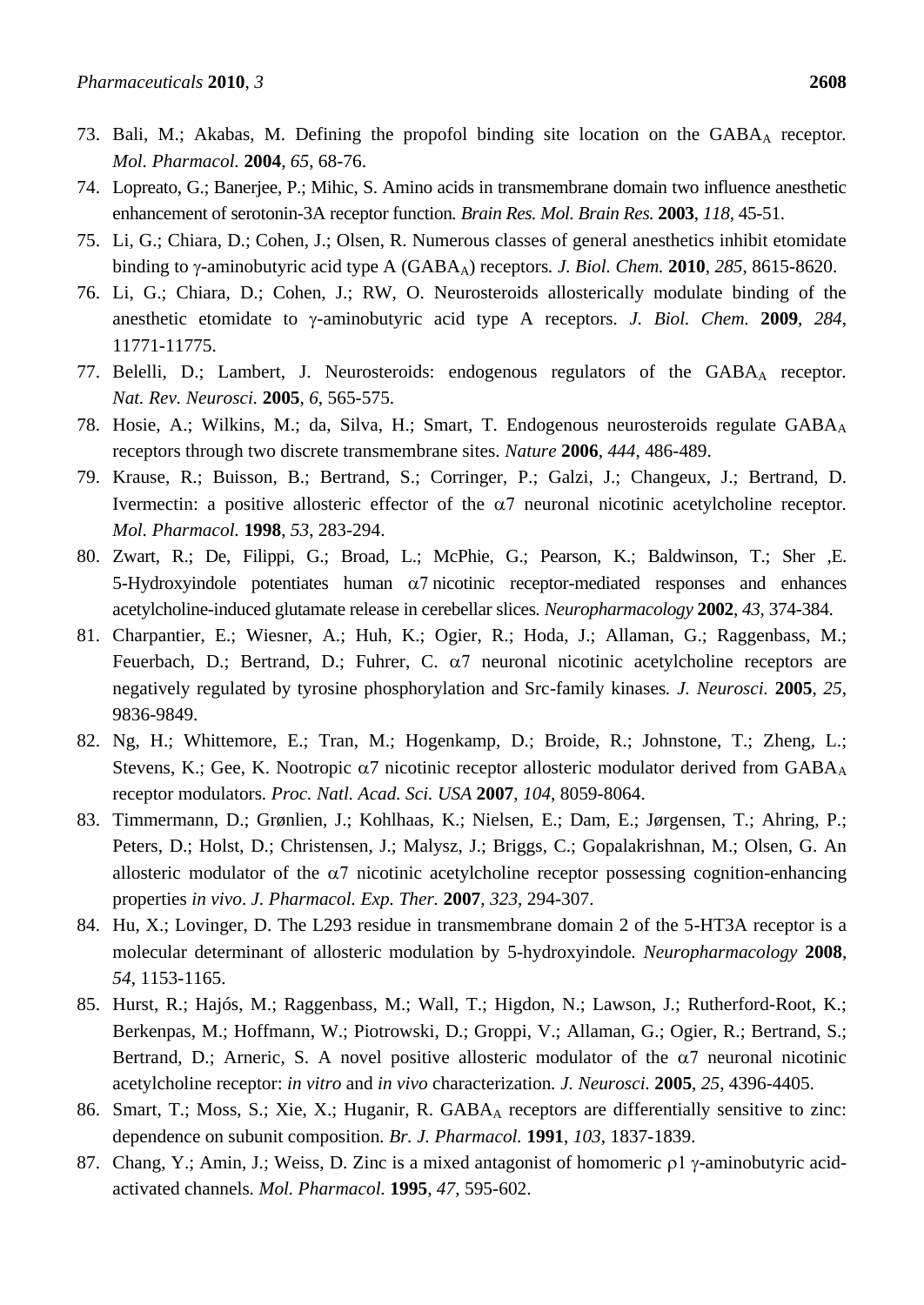73. Bali, M.; Akabas, M. Defining the propofol binding site location on the $GABA_A$ receptor. *Mol. Pharmacol.* **2004**, *65*, 68-76.
74. Lopreato, G.; Banerjee, P.; Mihic, S. Amino acids in transmembrane domain two influence anesthetic enhancement of serotonin-3A receptor function. *Brain Res. Mol. Brain Res.* **2003**, *118*, 45-51.
75. Li, G.; Chiara, D.; Cohen, J.; Olsen, R. Numerous classes of general anesthetics inhibit etomidate binding to γ-aminobutyric acid type A ($GABA_A$) receptors. *J. Biol. Chem.* **2010**, *285*, 8615-8620.
76. Li, G.; Chiara, D.; Cohen, J.; RW, O. Neurosteroids allosterically modulate binding of the anesthetic etomidate to γ-aminobutyric acid type A receptors. *J. Biol. Chem.* **2009**, *284*, 11771-11775.
77. Belelli, D.; Lambert, J. Neurosteroids: endogenous regulators of the $GABA_A$ receptor. *Nat. Rev. Neurosci.* **2005**, *6*, 565-575.
78. Hosie, A.; Wilkins, M.; da, Silva, H.; Smart, T. Endogenous neurosteroids regulate $GABA_A$ receptors through two discrete transmembrane sites. *Nature* **2006**, *444*, 486-489.
79. Krause, R.; Buisson, B.; Bertrand, S.; Corringer, P.; Galzi, J.; Changeux, J.; Bertrand, D. Ivermectin: a positive allosteric effector of the α7 neuronal nicotinic acetylcholine receptor. *Mol. Pharmacol.* **1998**, *53*, 283-294.
80. Zwart, R.; De, Filippi, G.; Broad, L.; McPhie, G.; Pearson, K.; Baldwinson, T.; Sher ,E. 5-Hydroxyindole potentiates human α7 nicotinic receptor-mediated responses and enhances acetylcholine-induced glutamate release in cerebellar slices. *Neuropharmacology* **2002**, *43*, 374-384.
81. Charpantier, E.; Wiesner, A.; Huh, K.; Ogier, R.; Hoda, J.; Allaman, G.; Raggenbass, M.; Feuerbach, D.; Bertrand, D.; Fuhrer, C. α7 neuronal nicotinic acetylcholine receptors are negatively regulated by tyrosine phosphorylation and Src-family kinases. *J. Neurosci.* **2005**, *25*, 9836-9849.
82. Ng, H.; Whittemore, E.; Tran, M.; Hogenkamp, D.; Broide, R.; Johnstone, T.; Zheng, L.; Stevens, K.; Gee, K. Nootropic α7 nicotinic receptor allosteric modulator derived from $GABA_A$ receptor modulators. *Proc. Natl. Acad. Sci. USA* **2007**, *104*, 8059-8064.
83. Timmermann, D.; Grønlien, J.; Kohlhaas, K.; Nielsen, E.; Dam, E.; Jørgensen, T.; Ahring, P.; Peters, D.; Holst, D.; Christensen, J.; Malysz, J.; Briggs, C.; Gopalakrishnan, M.; Olsen, G. An allosteric modulator of the α7 nicotinic acetylcholine receptor possessing cognition-enhancing properties *in vivo*. *J. Pharmacol. Exp. Ther.* **2007**, *323*, 294-307.
84. Hu, X.; Lovinger, D. The L293 residue in transmembrane domain 2 of the 5-HT3A receptor is a molecular determinant of allosteric modulation by 5-hydroxyindole. *Neuropharmacology* **2008**, *54*, 1153-1165.
85. Hurst, R.; Hajós, M.; Raggenbass, M.; Wall, T.; Higdon, N.; Lawson, J.; Rutherford-Root, K.; Berkenpas, M.; Hoffmann, W.; Piotrowski, D.; Groppi, V.; Allaman, G.; Ogier, R.; Bertrand, S.; Bertrand, D.; Arneric, S. A novel positive allosteric modulator of the α7 neuronal nicotinic acetylcholine receptor: *in vitro* and *in vivo* characterization. *J. Neurosci.* **2005**, *25*, 4396-4405.
86. Smart, T.; Moss, S.; Xie, X.; Huganir, R. $GABA_A$ receptors are differentially sensitive to zinc: dependence on subunit composition. *Br. J. Pharmacol.* **1991**, *103*, 1837-1839.
87. Chang, Y.; Amin, J.; Weiss, D. Zinc is a mixed antagonist of homomeric ρ1 γ-aminobutyric acid-activated channels. *Mol. Pharmacol.* **1995**, *47*, 595-602.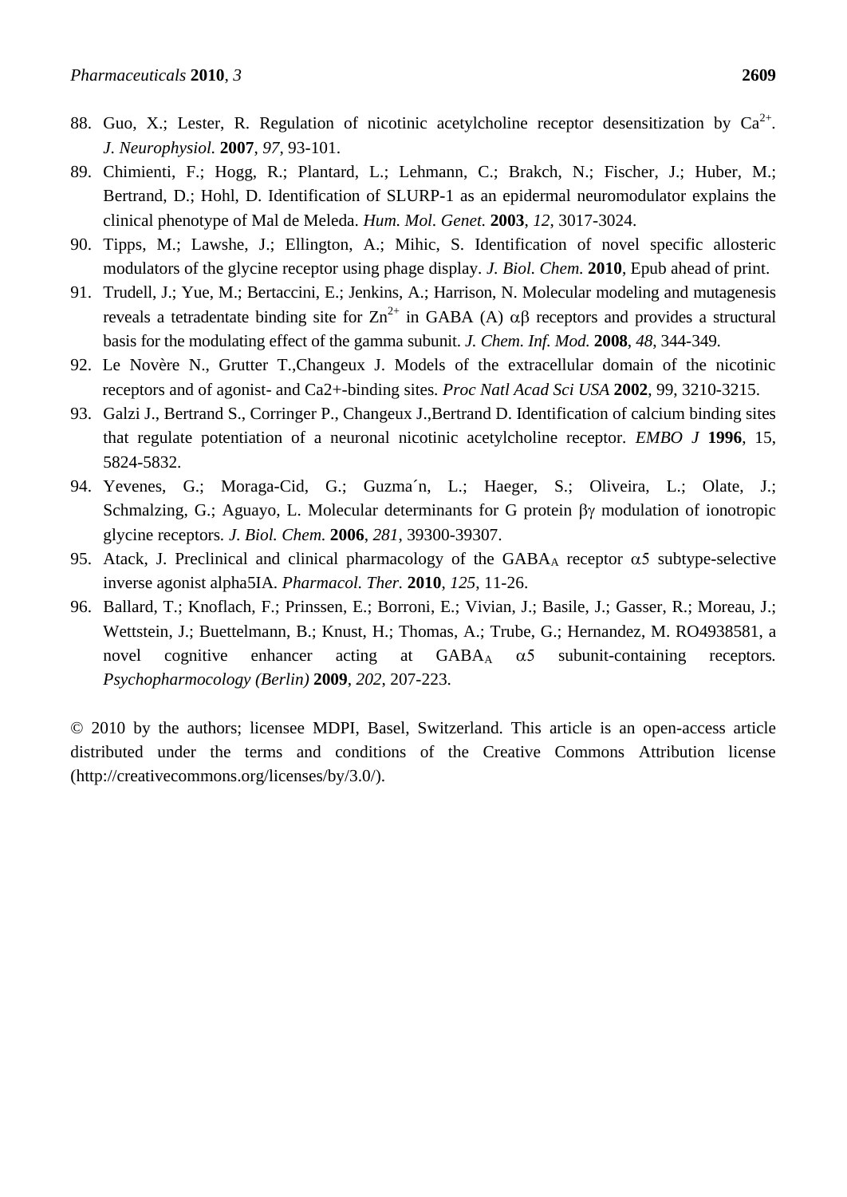88. Guo, X.; Lester, R. Regulation of nicotinic acetylcholine receptor desensitization by $Ca^{2+}$. *J. Neurophysiol.* **2007**, *97*, 93-101.
89. Chimienti, F.; Hogg, R.; Plantard, L.; Lehmann, C.; Brakch, N.; Fischer, J.; Huber, M.; Bertrand, D.; Hohl, D. Identification of SLURP-1 as an epidermal neuromodulator explains the clinical phenotype of Mal de Meleda. *Hum. Mol. Genet.* **2003**, *12*, 3017-3024.
90. Tipps, M.; Lawshe, J.; Ellington, A.; Mihic, S. Identification of novel specific allosteric modulators of the glycine receptor using phage display. *J. Biol. Chem.* **2010**, Epub ahead of print.
91. Trudell, J.; Yue, M.; Bertaccini, E.; Jenkins, A.; Harrison, N. Molecular modeling and mutagenesis reveals a tetradentate binding site for $Zn^{2+}$ in GABA (A) αβ receptors and provides a structural basis for the modulating effect of the gamma subunit. *J. Chem. Inf. Mod.* **2008**, *48*, 344-349.
92. Le Novère N., Grutter T.,Changeux J. Models of the extracellular domain of the nicotinic receptors and of agonist- and Ca2+-binding sites. *Proc Natl Acad Sci USA* **2002**, 99, 3210-3215.
93. Galzi J., Bertrand S., Corringer P., Changeux J.,Bertrand D. Identification of calcium binding sites that regulate potentiation of a neuronal nicotinic acetylcholine receptor. *EMBO J* **1996**, 15, 5824-5832.
94. Yevenes, G.; Moraga-Cid, G.; Guzma´n, L.; Haeger, S.; Oliveira, L.; Olate, J.; Schmalzing, G.; Aguayo, L. Molecular determinants for G protein βγ modulation of ionotropic glycine receptors. *J. Biol. Chem.* **2006**, *281*, 39300-39307.
95. Atack, J. Preclinical and clinical pharmacology of the $GABA_A$ receptor α5 subtype-selective inverse agonist alpha5IA. *Pharmacol. Ther.* **2010**, *125*, 11-26.
96. Ballard, T.; Knoflach, F.; Prinssen, E.; Borroni, E.; Vivian, J.; Basile, J.; Gasser, R.; Moreau, J.; Wettstein, J.; Buettelmann, B.; Knust, H.; Thomas, A.; Trube, G.; Hernandez, M. RO4938581, a novel cognitive enhancer acting at $GABA_A$ α5 subunit-containing receptors. *Psychopharmocology (Berlin)* **2009**, *202*, 207-223.

© 2010 by the authors; licensee MDPI, Basel, Switzerland. This article is an open-access article distributed under the terms and conditions of the Creative Commons Attribution license (http://creativecommons.org/licenses/by/3.0/).